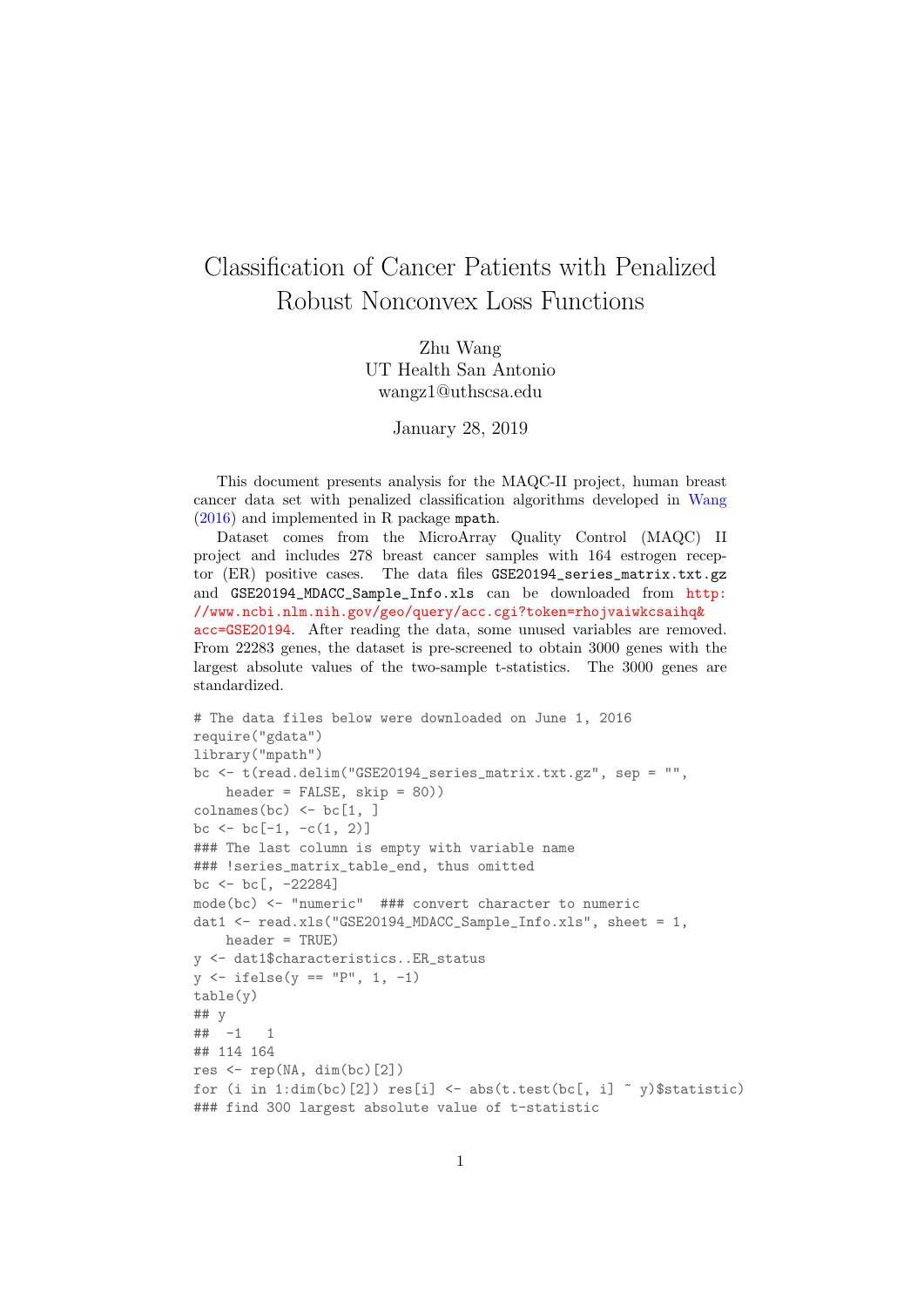# Classification of Cancer Patients with Penalized Robust Nonconvex Loss Functions

Zhu Wang
UT Health San Antonio
wangz1@uthscsa.edu

January 28, 2019

This document presents analysis for the MAQC-II project, human breast cancer data set with penalized classification algorithms developed in Wang (2016) and implemented in R package `mpath`.

Dataset comes from the MicroArray Quality Control (MAQC) II project and includes 278 breast cancer samples with 164 estrogen receptor (ER) positive cases. The data files `GSE20194_series_matrix.txt.gz` and `GSE20194_MDACC_Sample_Info.xls` can be downloaded from http://www.ncbi.nlm.nih.gov/geo/query/acc.cgi?token=rhojvaiwkcsaihq&acc=GSE20194. After reading the data, some unused variables are removed. From 22283 genes, the dataset is pre-screened to obtain 3000 genes with the largest absolute values of the two-sample t-statistics. The 3000 genes are standardized.

```
# The data files below were downloaded on June 1, 2016
require("gdata")
library("mpath")
bc <- t(read.delim("GSE20194_series_matrix.txt.gz", sep = "",
    header = FALSE, skip = 80))
colnames(bc) <- bc[1, ]
bc <- bc[-1, -c(1, 2)]
### The last column is empty with variable name
### !series_matrix_table_end, thus omitted
bc <- bc[, -22284]
mode(bc) <- "numeric"  ### convert character to numeric
dat1 <- read.xls("GSE20194_MDACC_Sample_Info.xls", sheet = 1,
    header = TRUE)
y <- dat1$characteristics..ER_status
y <- ifelse(y == "P", 1, -1)
table(y)
## y
##  -1   1
## 114 164
res <- rep(NA, dim(bc)[2])
for (i in 1:dim(bc)[2]) res[i] <- abs(t.test(bc[, i] ~ y)$statistic)
### find 300 largest absolute value of t-statistic
```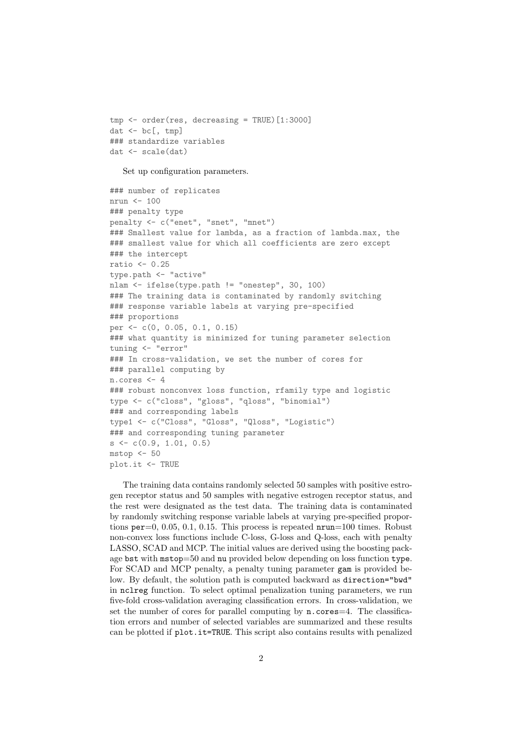```
tmp <- order(res, decreasing = TRUE)[1:3000]
dat <- bc[, tmp]
### standardize variables
dat <- scale(dat)
```

Set up configuration parameters.

```
### number of replicates
nrun <- 100
### penalty type
penalty <- c("enet", "snet", "mnet")
### Smallest value for lambda, as a fraction of lambda.max, the
### smallest value for which all coefficients are zero except
### the intercept
ratio <- 0.25
type.path <- "active"
nlam <- ifelse(type.path != "onestep", 30, 100)
### The training data is contaminated by randomly switching
### response variable labels at varying pre-specified
### proportions
per <- c(0, 0.05, 0.1, 0.15)
### what quantity is minimized for tuning parameter selection
tuning <- "error"
### In cross-validation, we set the number of cores for
### parallel computing by
n.cores <- 4
### robust nonconvex loss function, rfamily type and logistic
type <- c("closs", "gloss", "qloss", "binomial")
### and corresponding labels
type1 <- c("Closs", "Gloss", "Qloss", "Logistic")
### and corresponding tuning parameter
s <- c(0.9, 1.01, 0.5)
mstop <- 50
plot.it <- TRUE
```

The training data contains randomly selected 50 samples with positive estrogen receptor status and 50 samples with negative estrogen receptor status, and the rest were designated as the test data. The training data is contaminated by randomly switching response variable labels at varying pre-specified proportions `per`=0, 0.05, 0.1, 0.15. This process is repeated `nrun`=100 times. Robust non-convex loss functions include C-loss, G-loss and Q-loss, each with penalty LASSO, SCAD and MCP. The initial values are derived using the boosting package `bst` with `mstop`=50 and `nu` provided below depending on loss function `type`. For SCAD and MCP penalty, a penalty tuning parameter `gam` is provided below. By default, the solution path is computed backward as `direction="bwd"` in `nclreg` function. To select optimal penalization tuning parameters, we run five-fold cross-validation averaging classification errors. In cross-validation, we set the number of cores for parallel computing by `n.cores`=4. The classification errors and number of selected variables are summarized and these results can be plotted if `plot.it=TRUE`. This script also contains results with penalized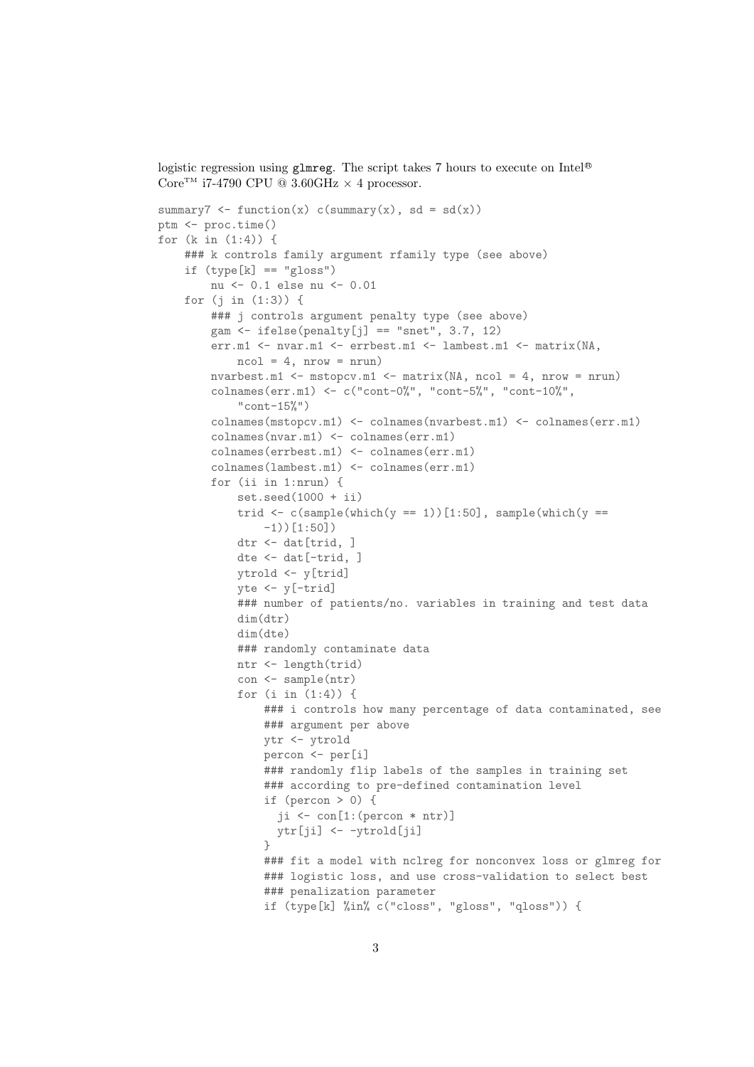logistic regression using `glmreg`. The script takes 7 hours to execute on Intel® Core™ i7-4790 CPU @ 3.60GHz × 4 processor.

```
summary7 <- function(x) c(summary(x), sd = sd(x))
ptm <- proc.time()
for (k in (1:4)) {
    ### k controls family argument rfamily type (see above)
    if (type[k] == "gloss")
        nu <- 0.1 else nu <- 0.01
    for (j in (1:3)) {
        ### j controls argument penalty type (see above)
        gam <- ifelse(penalty[j] == "snet", 3.7, 12)
        err.m1 <- nvar.m1 <- errbest.m1 <- lambest.m1 <- matrix(NA,
            ncol = 4, nrow = nrun)
        nvarbest.m1 <- mstopcv.m1 <- matrix(NA, ncol = 4, nrow = nrun)
        colnames(err.m1) <- c("cont-0%", "cont-5%", "cont-10%",
            "cont-15%")
        colnames(mstopcv.m1) <- colnames(nvarbest.m1) <- colnames(err.m1)
        colnames(nvar.m1) <- colnames(err.m1)
        colnames(errbest.m1) <- colnames(err.m1)
        colnames(lambest.m1) <- colnames(err.m1)
        for (ii in 1:nrun) {
            set.seed(1000 + ii)
            trid <- c(sample(which(y == 1))[1:50], sample(which(y ==
                -1))[1:50])
            dtr <- dat[trid, ]
            dte <- dat[-trid, ]
            ytrold <- y[trid]
            yte <- y[-trid]
            ### number of patients/no. variables in training and test data
            dim(dtr)
            dim(dte)
            ### randomly contaminate data
            ntr <- length(trid)
            con <- sample(ntr)
            for (i in (1:4)) {
                ### i controls how many percentage of data contaminated, see
                ### argument per above
                ytr <- ytrold
                percon <- per[i]
                ### randomly flip labels of the samples in training set
                ### according to pre-defined contamination level
                if (percon > 0) {
                  ji <- con[1:(percon * ntr)]
                  ytr[ji] <- -ytrold[ji]
                }
                ### fit a model with nclreg for nonconvex loss or glmreg for
                ### logistic loss, and use cross-validation to select best
                ### penalization parameter
                if (type[k] %in% c("closs", "gloss", "qloss")) {
```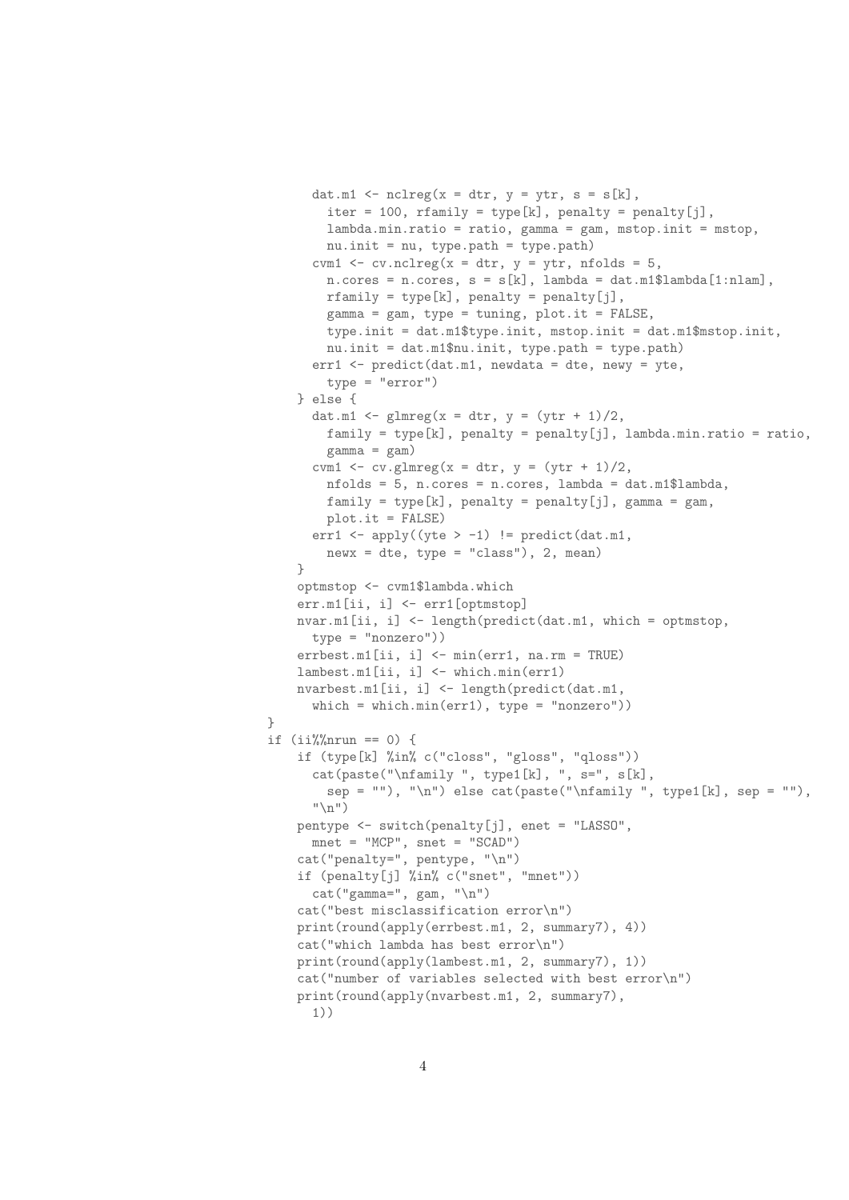```
            dat.m1 <- nclreg(x = dtr, y = ytr, s = s[k],
              iter = 100, rfamily = type[k], penalty = penalty[j],
              lambda.min.ratio = ratio, gamma = gam, mstop.init = mstop,
              nu.init = nu, type.path = type.path)
            cvm1 <- cv.nclreg(x = dtr, y = ytr, nfolds = 5,
              n.cores = n.cores, s = s[k], lambda = dat.m1$lambda[1:nlam],
              rfamily = type[k], penalty = penalty[j],
              gamma = gam, type = tuning, plot.it = FALSE,
              type.init = dat.m1$type.init, mstop.init = dat.m1$mstop.init,
              nu.init = dat.m1$nu.init, type.path = type.path)
            err1 <- predict(dat.m1, newdata = dte, newy = yte,
              type = "error")
          } else {
            dat.m1 <- glmreg(x = dtr, y = (ytr + 1)/2,
              family = type[k], penalty = penalty[j], lambda.min.ratio = ratio,
              gamma = gam)
            cvm1 <- cv.glmreg(x = dtr, y = (ytr + 1)/2,
              nfolds = 5, n.cores = n.cores, lambda = dat.m1$lambda,
              family = type[k], penalty = penalty[j], gamma = gam,
              plot.it = FALSE)
            err1 <- apply((yte > -1) != predict(dat.m1,
              newx = dte, type = "class"), 2, mean)
          }
          optmstop <- cvm1$lambda.which
          err.m1[ii, i] <- err1[optmstop]
          nvar.m1[ii, i] <- length(predict(dat.m1, which = optmstop,
            type = "nonzero"))
          errbest.m1[ii, i] <- min(err1, na.rm = TRUE)
          lambest.m1[ii, i] <- which.min(err1)
          nvarbest.m1[ii, i] <- length(predict(dat.m1,
            which = which.min(err1), type = "nonzero"))
      }
      if (ii%%nrun == 0) {
          if (type[k] %in% c("closs", "gloss", "qloss"))
            cat(paste("\nfamily ", type1[k], ", s=", s[k],
              sep = ""), "\n") else cat(paste("\nfamily ", type1[k], sep = ""),
            "\n")
          pentype <- switch(penalty[j], enet = "LASSO",
            mnet = "MCP", snet = "SCAD")
          cat("penalty=", pentype, "\n")
          if (penalty[j] %in% c("snet", "mnet"))
            cat("gamma=", gam, "\n")
          cat("best misclassification error\n")
          print(round(apply(errbest.m1, 2, summary7), 4))
          cat("which lambda has best error\n")
          print(round(apply(lambest.m1, 2, summary7), 1))
          cat("number of variables selected with best error\n")
          print(round(apply(nvarbest.m1, 2, summary7),
            1))
```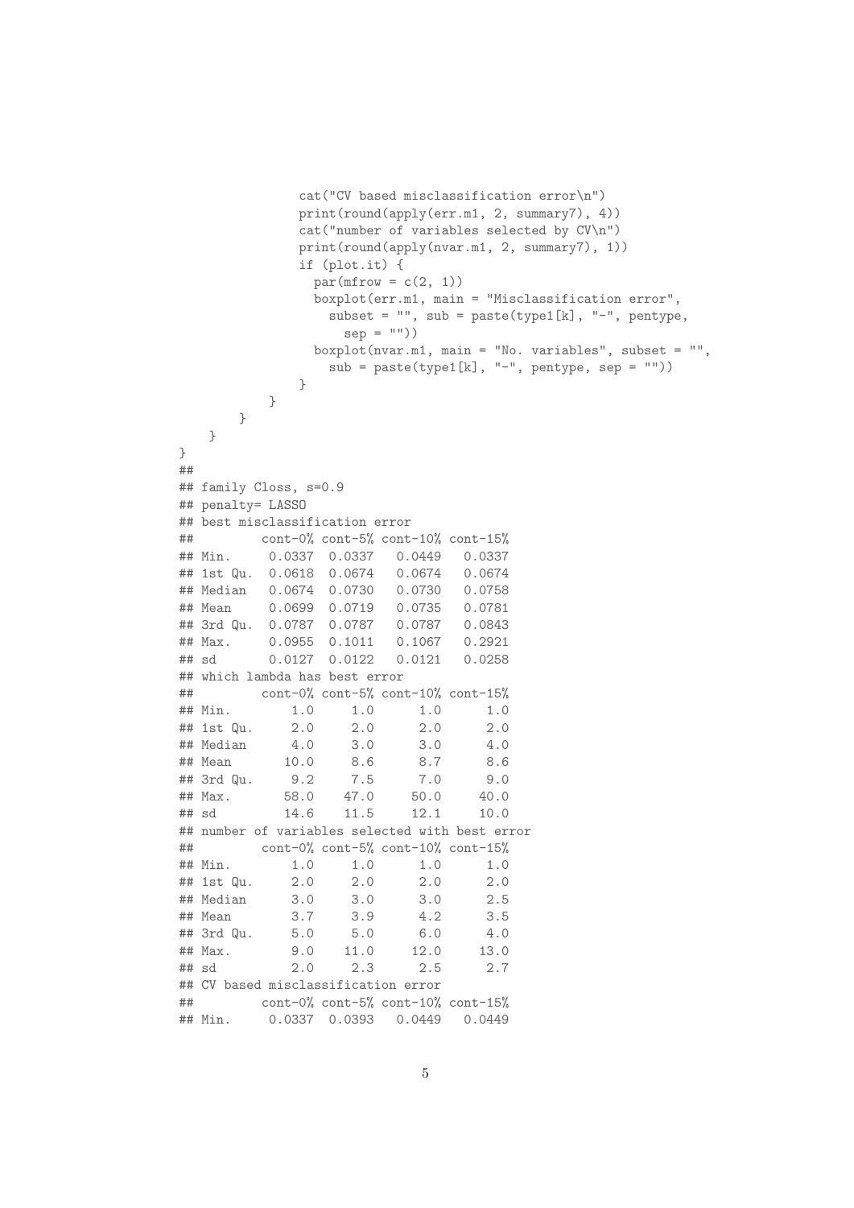```
                cat("CV based misclassification error\n")
                print(round(apply(err.m1, 2, summary7), 4))
                cat("number of variables selected by CV\n")
                print(round(apply(nvar.m1, 2, summary7), 1))
                if (plot.it) {
                  par(mfrow = c(2, 1))
                  boxplot(err.m1, main = "Misclassification error",
                    subset = "", sub = paste(type1[k], "-", pentype,
                      sep = ""))
                  boxplot(nvar.m1, main = "No. variables", subset = "",
                    sub = paste(type1[k], "-", pentype, sep = ""))
                }
            }
        }
    }
}
##
## family Closs, s=0.9
## penalty= LASSO
## best misclassification error
##         cont-0% cont-5% cont-10% cont-15%
## Min.     0.0337  0.0337   0.0449   0.0337
## 1st Qu.  0.0618  0.0674   0.0674   0.0674
## Median   0.0674  0.0730   0.0730   0.0758
## Mean     0.0699  0.0719   0.0735   0.0781
## 3rd Qu.  0.0787  0.0787   0.0787   0.0843
## Max.     0.0955  0.1011   0.1067   0.2921
## sd       0.0127  0.0122   0.0121   0.0258
## which lambda has best error
##         cont-0% cont-5% cont-10% cont-15%
## Min.        1.0     1.0      1.0      1.0
## 1st Qu.     2.0     2.0      2.0      2.0
## Median      4.0     3.0      3.0      4.0
## Mean       10.0     8.6      8.7      8.6
## 3rd Qu.     9.2     7.5      7.0      9.0
## Max.       58.0    47.0     50.0     40.0
## sd         14.6    11.5     12.1     10.0
## number of variables selected with best error
##         cont-0% cont-5% cont-10% cont-15%
## Min.        1.0     1.0      1.0      1.0
## 1st Qu.     2.0     2.0      2.0      2.0
## Median      3.0     3.0      3.0      2.5
## Mean        3.7     3.9      4.2      3.5
## 3rd Qu.     5.0     5.0      6.0      4.0
## Max.        9.0    11.0     12.0     13.0
## sd          2.0     2.3      2.5      2.7
## CV based misclassification error
##         cont-0% cont-5% cont-10% cont-15%
## Min.     0.0337  0.0393   0.0449   0.0449
```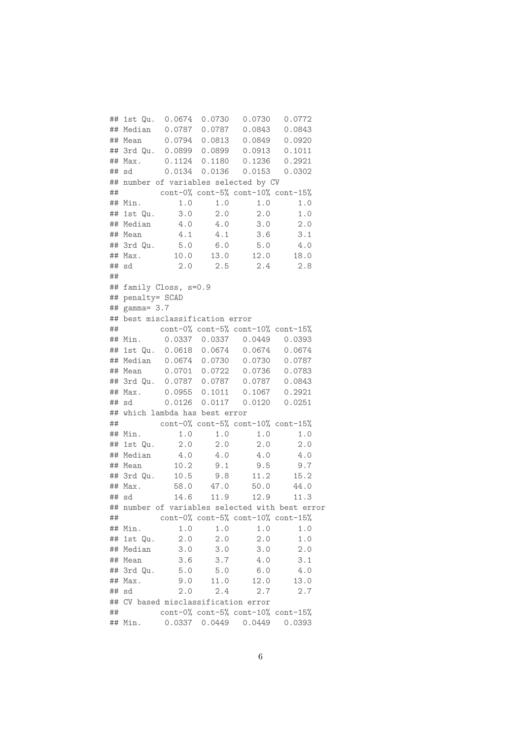```
## 1st Qu.  0.0674  0.0730   0.0730   0.0772
## Median   0.0787  0.0787   0.0843   0.0843
## Mean     0.0794  0.0813   0.0849   0.0920
## 3rd Qu.  0.0899  0.0899   0.0913   0.1011
## Max.     0.1124  0.1180   0.1236   0.2921
## sd       0.0134  0.0136   0.0153   0.0302
## number of variables selected by CV
##         cont-0% cont-5% cont-10% cont-15%
## Min.        1.0     1.0      1.0      1.0
## 1st Qu.     3.0     2.0      2.0      1.0
## Median      4.0     4.0      3.0      2.0
## Mean        4.1     4.1      3.6      3.1
## 3rd Qu.     5.0     6.0      5.0      4.0
## Max.       10.0    13.0     12.0     18.0
## sd          2.0     2.5      2.4      2.8
##
## family Closs, s=0.9
## penalty= SCAD
## gamma= 3.7
## best misclassification error
##         cont-0% cont-5% cont-10% cont-15%
## Min.     0.0337  0.0337   0.0449   0.0393
## 1st Qu.  0.0618  0.0674   0.0674   0.0674
## Median   0.0674  0.0730   0.0730   0.0787
## Mean     0.0701  0.0722   0.0736   0.0783
## 3rd Qu.  0.0787  0.0787   0.0787   0.0843
## Max.     0.0955  0.1011   0.1067   0.2921
## sd       0.0126  0.0117   0.0120   0.0251
## which lambda has best error
##         cont-0% cont-5% cont-10% cont-15%
## Min.        1.0     1.0      1.0      1.0
## 1st Qu.     2.0     2.0      2.0      2.0
## Median      4.0     4.0      4.0      4.0
## Mean       10.2     9.1      9.5      9.7
## 3rd Qu.    10.5     9.8     11.2     15.2
## Max.       58.0    47.0     50.0     44.0
## sd         14.6    11.9     12.9     11.3
## number of variables selected with best error
##         cont-0% cont-5% cont-10% cont-15%
## Min.        1.0     1.0      1.0      1.0
## 1st Qu.     2.0     2.0      2.0      1.0
## Median      3.0     3.0      3.0      2.0
## Mean        3.6     3.7      4.0      3.1
## 3rd Qu.     5.0     5.0      6.0      4.0
## Max.        9.0    11.0     12.0     13.0
## sd          2.0     2.4      2.7      2.7
## CV based misclassification error
##         cont-0% cont-5% cont-10% cont-15%
## Min.     0.0337  0.0449   0.0449   0.0393
```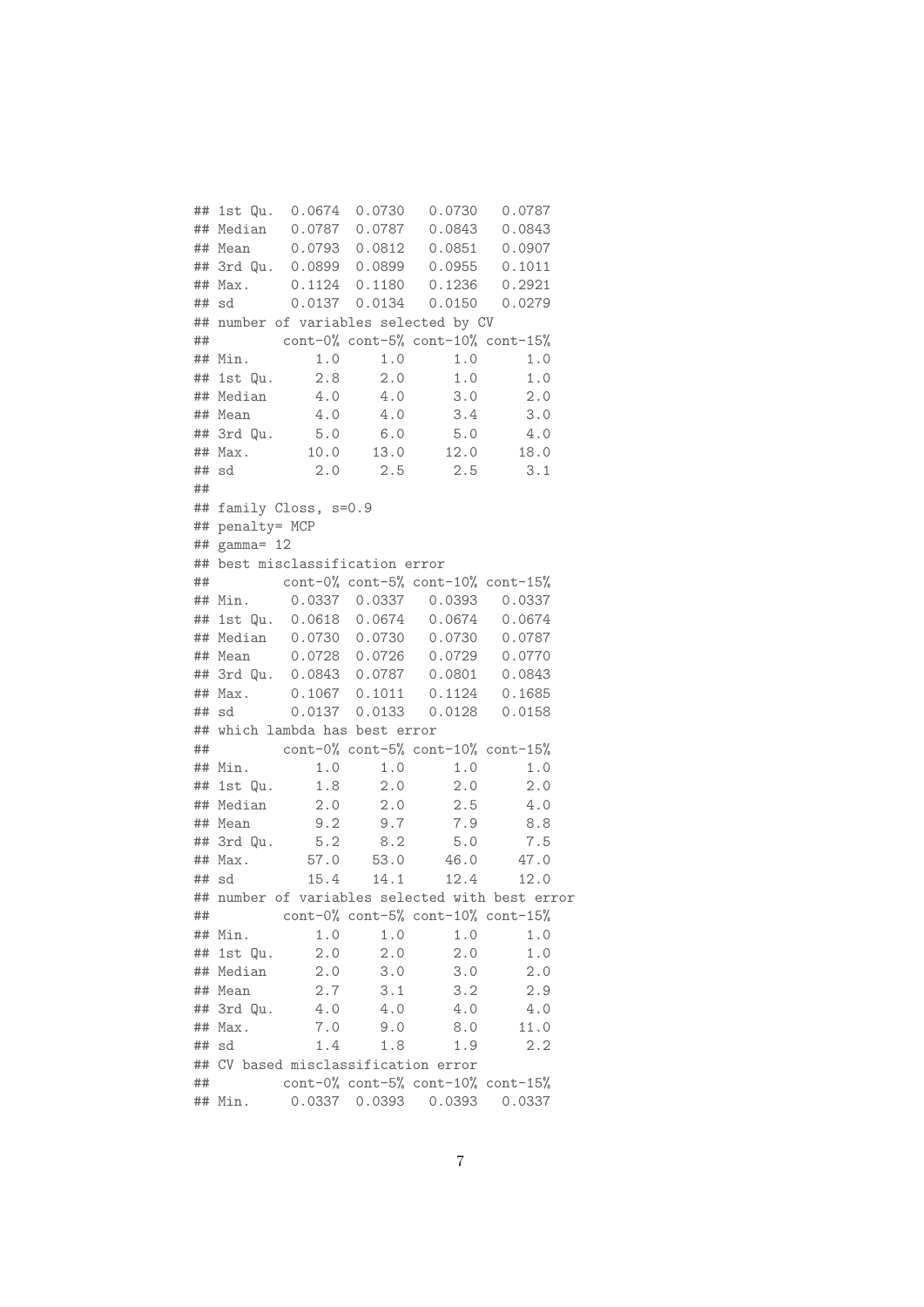```
## 1st Qu.  0.0674  0.0730   0.0730   0.0787
## Median   0.0787  0.0787   0.0843   0.0843
## Mean     0.0793  0.0812   0.0851   0.0907
## 3rd Qu.  0.0899  0.0899   0.0955   0.1011
## Max.     0.1124  0.1180   0.1236   0.2921
## sd       0.0137  0.0134   0.0150   0.0279
## number of variables selected by CV
##         cont-0% cont-5% cont-10% cont-15%
## Min.        1.0     1.0      1.0      1.0
## 1st Qu.     2.8     2.0      1.0      1.0
## Median      4.0     4.0      3.0      2.0
## Mean        4.0     4.0      3.4      3.0
## 3rd Qu.     5.0     6.0      5.0      4.0
## Max.       10.0    13.0     12.0     18.0
## sd          2.0     2.5      2.5      3.1
##
## family Closs, s=0.9
## penalty= MCP
## gamma= 12
## best misclassification error
##         cont-0% cont-5% cont-10% cont-15%
## Min.     0.0337  0.0337   0.0393   0.0337
## 1st Qu.  0.0618  0.0674   0.0674   0.0674
## Median   0.0730  0.0730   0.0730   0.0787
## Mean     0.0728  0.0726   0.0729   0.0770
## 3rd Qu.  0.0843  0.0787   0.0801   0.0843
## Max.     0.1067  0.1011   0.1124   0.1685
## sd       0.0137  0.0133   0.0128   0.0158
## which lambda has best error
##         cont-0% cont-5% cont-10% cont-15%
## Min.        1.0     1.0      1.0      1.0
## 1st Qu.     1.8     2.0      2.0      2.0
## Median      2.0     2.0      2.5      4.0
## Mean        9.2     9.7      7.9      8.8
## 3rd Qu.     5.2     8.2      5.0      7.5
## Max.       57.0    53.0     46.0     47.0
## sd         15.4    14.1     12.4     12.0
## number of variables selected with best error
##         cont-0% cont-5% cont-10% cont-15%
## Min.        1.0     1.0      1.0      1.0
## 1st Qu.     2.0     2.0      2.0      1.0
## Median      2.0     3.0      3.0      2.0
## Mean        2.7     3.1      3.2      2.9
## 3rd Qu.     4.0     4.0      4.0      4.0
## Max.        7.0     9.0      8.0     11.0
## sd          1.4     1.8      1.9      2.2
## CV based misclassification error
##         cont-0% cont-5% cont-10% cont-15%
## Min.     0.0337  0.0393   0.0393   0.0337
```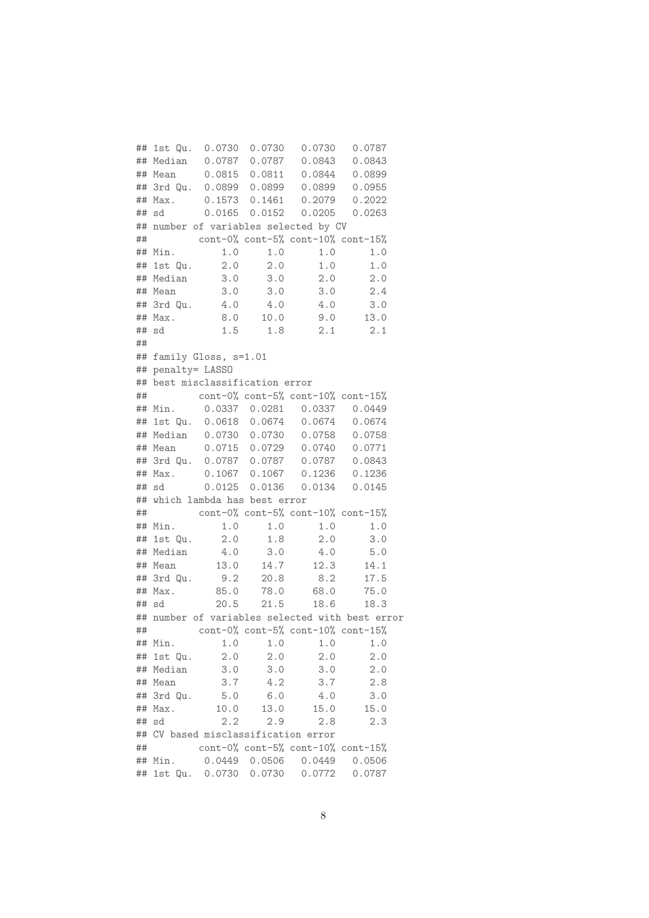```
## 1st Qu.  0.0730  0.0730   0.0730   0.0787
## Median   0.0787  0.0787   0.0843   0.0843
## Mean     0.0815  0.0811   0.0844   0.0899
## 3rd Qu.  0.0899  0.0899   0.0899   0.0955
## Max.     0.1573  0.1461   0.2079   0.2022
## sd       0.0165  0.0152   0.0205   0.0263
## number of variables selected by CV
##         cont-0% cont-5% cont-10% cont-15%
## Min.        1.0     1.0      1.0      1.0
## 1st Qu.     2.0     2.0      1.0      1.0
## Median      3.0     3.0      2.0      2.0
## Mean        3.0     3.0      3.0      2.4
## 3rd Qu.     4.0     4.0      4.0      3.0
## Max.        8.0    10.0      9.0     13.0
## sd          1.5     1.8      2.1      2.1
##
## family Gloss, s=1.01
## penalty= LASSO
## best misclassification error
##         cont-0% cont-5% cont-10% cont-15%
## Min.     0.0337  0.0281   0.0337   0.0449
## 1st Qu.  0.0618  0.0674   0.0674   0.0674
## Median   0.0730  0.0730   0.0758   0.0758
## Mean     0.0715  0.0729   0.0740   0.0771
## 3rd Qu.  0.0787  0.0787   0.0787   0.0843
## Max.     0.1067  0.1067   0.1236   0.1236
## sd       0.0125  0.0136   0.0134   0.0145
## which lambda has best error
##         cont-0% cont-5% cont-10% cont-15%
## Min.        1.0     1.0      1.0      1.0
## 1st Qu.     2.0     1.8      2.0      3.0
## Median      4.0     3.0      4.0      5.0
## Mean       13.0    14.7     12.3     14.1
## 3rd Qu.     9.2    20.8      8.2     17.5
## Max.       85.0    78.0     68.0     75.0
## sd         20.5    21.5     18.6     18.3
## number of variables selected with best error
##         cont-0% cont-5% cont-10% cont-15%
## Min.        1.0     1.0      1.0      1.0
## 1st Qu.     2.0     2.0      2.0      2.0
## Median      3.0     3.0      3.0      2.0
## Mean        3.7     4.2      3.7      2.8
## 3rd Qu.     5.0     6.0      4.0      3.0
## Max.       10.0    13.0     15.0     15.0
## sd          2.2     2.9      2.8      2.3
## CV based misclassification error
##         cont-0% cont-5% cont-10% cont-15%
## Min.     0.0449  0.0506   0.0449   0.0506
## 1st Qu.  0.0730  0.0730   0.0772   0.0787
```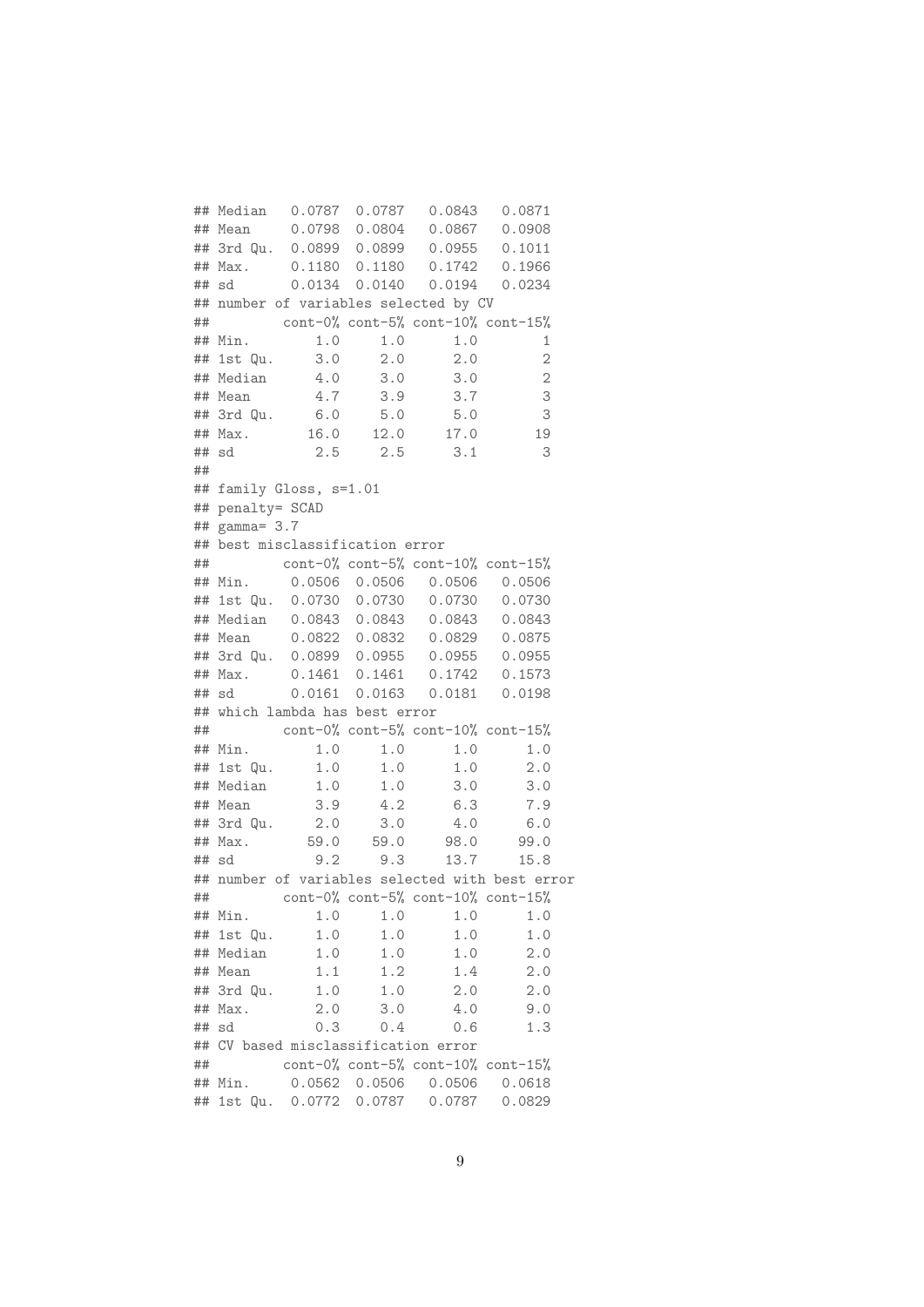```
## Median   0.0787  0.0787   0.0843   0.0871
## Mean     0.0798  0.0804   0.0867   0.0908
## 3rd Qu.  0.0899  0.0899   0.0955   0.1011
## Max.     0.1180  0.1180   0.1742   0.1966
## sd       0.0134  0.0140   0.0194   0.0234
## number of variables selected by CV
##         cont-0% cont-5% cont-10% cont-15%
## Min.        1.0     1.0      1.0        1
## 1st Qu.     3.0     2.0      2.0        2
## Median      4.0     3.0      3.0        2
## Mean        4.7     3.9      3.7        3
## 3rd Qu.     6.0     5.0      5.0        3
## Max.       16.0    12.0     17.0       19
## sd          2.5     2.5      3.1        3
##
## family Gloss, s=1.01
## penalty= SCAD
## gamma= 3.7
## best misclassification error
##         cont-0% cont-5% cont-10% cont-15%
## Min.     0.0506  0.0506   0.0506   0.0506
## 1st Qu.  0.0730  0.0730   0.0730   0.0730
## Median   0.0843  0.0843   0.0843   0.0843
## Mean     0.0822  0.0832   0.0829   0.0875
## 3rd Qu.  0.0899  0.0955   0.0955   0.0955
## Max.     0.1461  0.1461   0.1742   0.1573
## sd       0.0161  0.0163   0.0181   0.0198
## which lambda has best error
##         cont-0% cont-5% cont-10% cont-15%
## Min.        1.0     1.0      1.0      1.0
## 1st Qu.     1.0     1.0      1.0      2.0
## Median      1.0     1.0      3.0      3.0
## Mean        3.9     4.2      6.3      7.9
## 3rd Qu.     2.0     3.0      4.0      6.0
## Max.       59.0    59.0     98.0     99.0
## sd          9.2     9.3     13.7     15.8
## number of variables selected with best error
##         cont-0% cont-5% cont-10% cont-15%
## Min.        1.0     1.0      1.0      1.0
## 1st Qu.     1.0     1.0      1.0      1.0
## Median      1.0     1.0      1.0      2.0
## Mean        1.1     1.2      1.4      2.0
## 3rd Qu.     1.0     1.0      2.0      2.0
## Max.        2.0     3.0      4.0      9.0
## sd          0.3     0.4      0.6      1.3
## CV based misclassification error
##         cont-0% cont-5% cont-10% cont-15%
## Min.     0.0562  0.0506   0.0506   0.0618
## 1st Qu.  0.0772  0.0787   0.0787   0.0829
```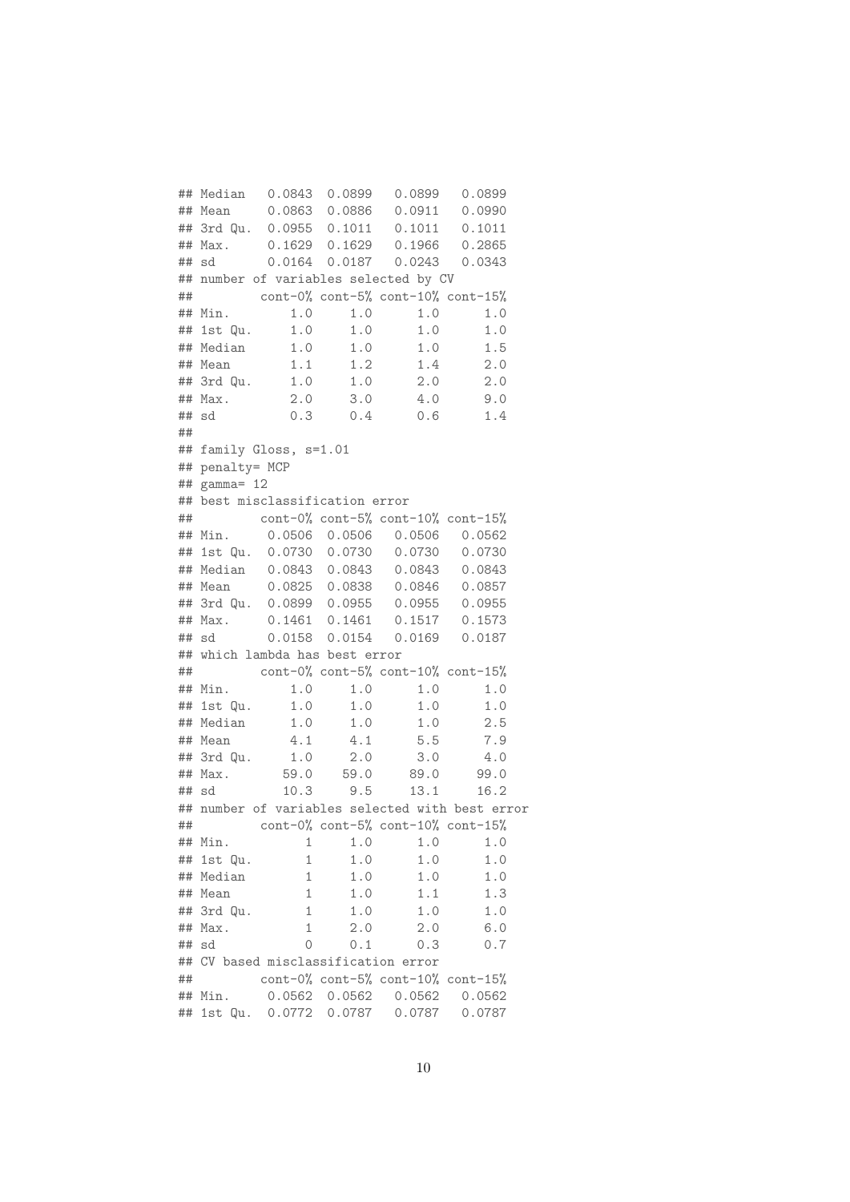```
## Median   0.0843  0.0899   0.0899   0.0899
## Mean     0.0863  0.0886   0.0911   0.0990
## 3rd Qu.  0.0955  0.1011   0.1011   0.1011
## Max.     0.1629  0.1629   0.1966   0.2865
## sd       0.0164  0.0187   0.0243   0.0343
## number of variables selected by CV
##         cont-0% cont-5% cont-10% cont-15%
## Min.        1.0     1.0      1.0      1.0
## 1st Qu.     1.0     1.0      1.0      1.0
## Median      1.0     1.0      1.0      1.5
## Mean        1.1     1.2      1.4      2.0
## 3rd Qu.     1.0     1.0      2.0      2.0
## Max.        2.0     3.0      4.0      9.0
## sd          0.3     0.4      0.6      1.4
##
## family Gloss, s=1.01
## penalty= MCP
## gamma= 12
## best misclassification error
##         cont-0% cont-5% cont-10% cont-15%
## Min.     0.0506  0.0506   0.0506   0.0562
## 1st Qu.  0.0730  0.0730   0.0730   0.0730
## Median   0.0843  0.0843   0.0843   0.0843
## Mean     0.0825  0.0838   0.0846   0.0857
## 3rd Qu.  0.0899  0.0955   0.0955   0.0955
## Max.     0.1461  0.1461   0.1517   0.1573
## sd       0.0158  0.0154   0.0169   0.0187
## which lambda has best error
##         cont-0% cont-5% cont-10% cont-15%
## Min.        1.0     1.0      1.0      1.0
## 1st Qu.     1.0     1.0      1.0      1.0
## Median      1.0     1.0      1.0      2.5
## Mean        4.1     4.1      5.5      7.9
## 3rd Qu.     1.0     2.0      3.0      4.0
## Max.       59.0    59.0     89.0     99.0
## sd         10.3     9.5     13.1     16.2
## number of variables selected with best error
##         cont-0% cont-5% cont-10% cont-15%
## Min.          1     1.0      1.0      1.0
## 1st Qu.       1     1.0      1.0      1.0
## Median        1     1.0      1.0      1.0
## Mean          1     1.0      1.1      1.3
## 3rd Qu.       1     1.0      1.0      1.0
## Max.          1     2.0      2.0      6.0
## sd            0     0.1      0.3      0.7
## CV based misclassification error
##         cont-0% cont-5% cont-10% cont-15%
## Min.     0.0562  0.0562   0.0562   0.0562
## 1st Qu.  0.0772  0.0787   0.0787   0.0787
```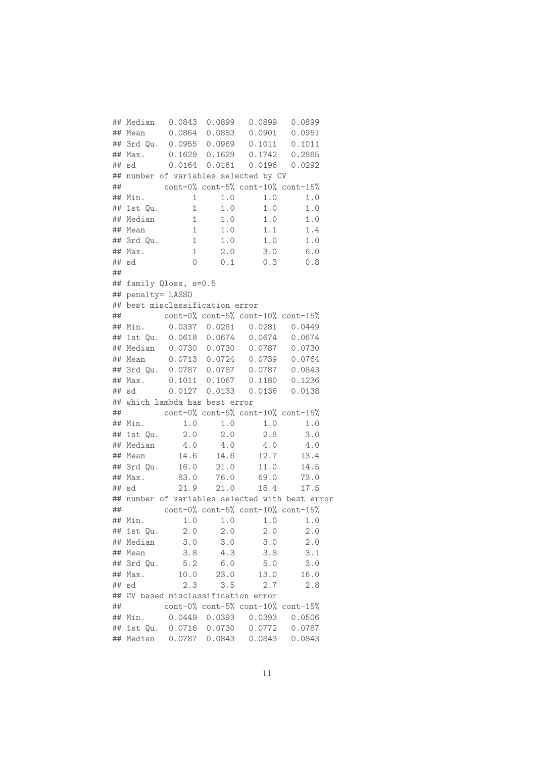```
## Median   0.0843  0.0899   0.0899   0.0899
## Mean     0.0864  0.0883   0.0901   0.0951
## 3rd Qu.  0.0955  0.0969   0.1011   0.1011
## Max.     0.1629  0.1629   0.1742   0.2865
## sd       0.0164  0.0161   0.0196   0.0292
## number of variables selected by CV
##         cont-0% cont-5% cont-10% cont-15%
## Min.          1     1.0      1.0      1.0
## 1st Qu.       1     1.0      1.0      1.0
## Median        1     1.0      1.0      1.0
## Mean          1     1.0      1.1      1.4
## 3rd Qu.       1     1.0      1.0      1.0
## Max.          1     2.0      3.0      6.0
## sd            0     0.1      0.3      0.8
##
## family Qloss, s=0.5
## penalty= LASSO
## best misclassification error
##         cont-0% cont-5% cont-10% cont-15%
## Min.     0.0337  0.0281   0.0281   0.0449
## 1st Qu.  0.0618  0.0674   0.0674   0.0674
## Median   0.0730  0.0730   0.0787   0.0730
## Mean     0.0713  0.0724   0.0739   0.0764
## 3rd Qu.  0.0787  0.0787   0.0787   0.0843
## Max.     0.1011  0.1067   0.1180   0.1236
## sd       0.0127  0.0133   0.0136   0.0138
## which lambda has best error
##         cont-0% cont-5% cont-10% cont-15%
## Min.        1.0     1.0      1.0      1.0
## 1st Qu.     2.0     2.0      2.8      3.0
## Median      4.0     4.0      4.0      4.0
## Mean       14.6    14.6     12.7     13.4
## 3rd Qu.    16.0    21.0     11.0     14.5
## Max.       83.0    76.0     69.0     73.0
## sd         21.9    21.0     18.4     17.5
## number of variables selected with best error
##         cont-0% cont-5% cont-10% cont-15%
## Min.        1.0     1.0      1.0      1.0
## 1st Qu.     2.0     2.0      2.0      2.0
## Median      3.0     3.0      3.0      2.0
## Mean        3.8     4.3      3.8      3.1
## 3rd Qu.     5.2     6.0      5.0      3.0
## Max.       10.0    23.0     13.0     16.0
## sd          2.3     3.5      2.7      2.8
## CV based misclassification error
##         cont-0% cont-5% cont-10% cont-15%
## Min.     0.0449  0.0393   0.0393   0.0506
## 1st Qu.  0.0716  0.0730   0.0772   0.0787
## Median   0.0787  0.0843   0.0843   0.0843
```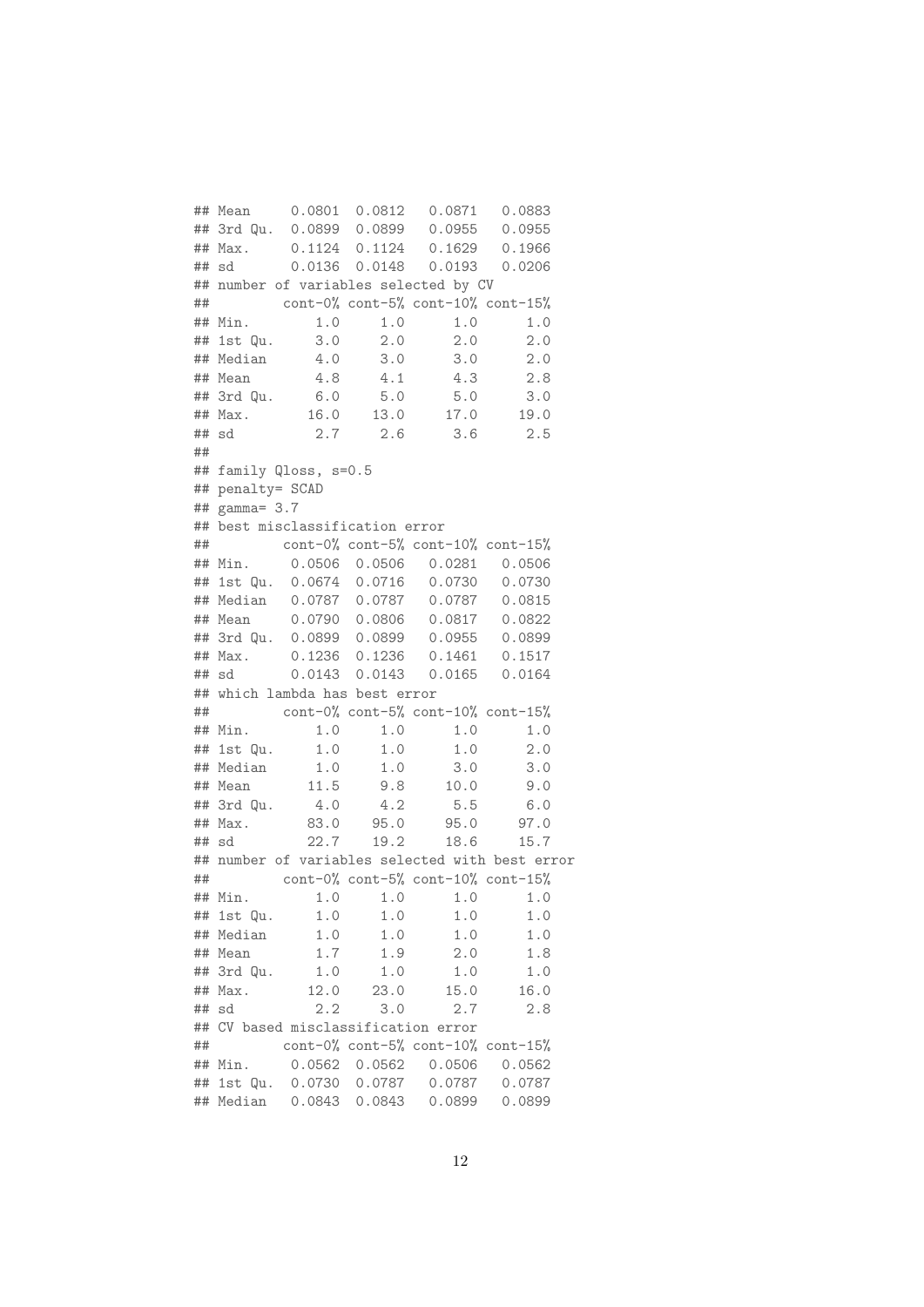```
## Mean     0.0801  0.0812   0.0871   0.0883
## 3rd Qu.  0.0899  0.0899   0.0955   0.0955
## Max.     0.1124  0.1124   0.1629   0.1966
## sd       0.0136  0.0148   0.0193   0.0206
## number of variables selected by CV
##         cont-0% cont-5% cont-10% cont-15%
## Min.        1.0     1.0      1.0      1.0
## 1st Qu.     3.0     2.0      2.0      2.0
## Median      4.0     3.0      3.0      2.0
## Mean        4.8     4.1      4.3      2.8
## 3rd Qu.     6.0     5.0      5.0      3.0
## Max.       16.0    13.0     17.0     19.0
## sd          2.7     2.6      3.6      2.5
##
## family Qloss, s=0.5
## penalty= SCAD
## gamma= 3.7
## best misclassification error
##         cont-0% cont-5% cont-10% cont-15%
## Min.     0.0506  0.0506   0.0281   0.0506
## 1st Qu.  0.0674  0.0716   0.0730   0.0730
## Median   0.0787  0.0787   0.0787   0.0815
## Mean     0.0790  0.0806   0.0817   0.0822
## 3rd Qu.  0.0899  0.0899   0.0955   0.0899
## Max.     0.1236  0.1236   0.1461   0.1517
## sd       0.0143  0.0143   0.0165   0.0164
## which lambda has best error
##         cont-0% cont-5% cont-10% cont-15%
## Min.        1.0     1.0      1.0      1.0
## 1st Qu.     1.0     1.0      1.0      2.0
## Median      1.0     1.0      3.0      3.0
## Mean       11.5     9.8     10.0      9.0
## 3rd Qu.     4.0     4.2      5.5      6.0
## Max.       83.0    95.0     95.0     97.0
## sd         22.7    19.2     18.6     15.7
## number of variables selected with best error
##         cont-0% cont-5% cont-10% cont-15%
## Min.        1.0     1.0      1.0      1.0
## 1st Qu.     1.0     1.0      1.0      1.0
## Median      1.0     1.0      1.0      1.0
## Mean        1.7     1.9      2.0      1.8
## 3rd Qu.     1.0     1.0      1.0      1.0
## Max.       12.0    23.0     15.0     16.0
## sd          2.2     3.0      2.7      2.8
## CV based misclassification error
##         cont-0% cont-5% cont-10% cont-15%
## Min.     0.0562  0.0562   0.0506   0.0562
## 1st Qu.  0.0730  0.0787   0.0787   0.0787
## Median   0.0843  0.0843   0.0899   0.0899
```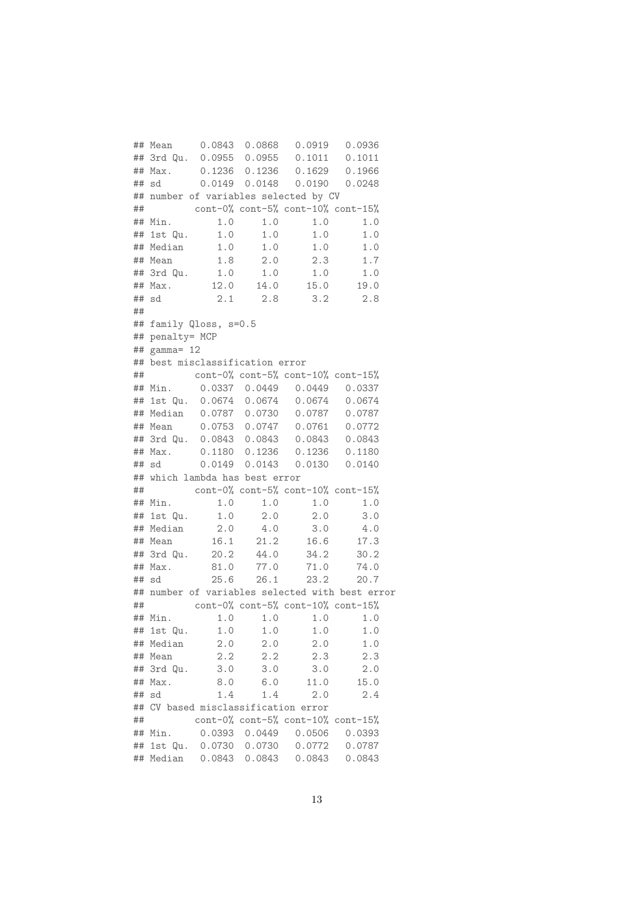```
## Mean     0.0843  0.0868   0.0919   0.0936
## 3rd Qu.  0.0955  0.0955   0.1011   0.1011
## Max.     0.1236  0.1236   0.1629   0.1966
## sd       0.0149  0.0148   0.0190   0.0248
## number of variables selected by CV
##         cont-0% cont-5% cont-10% cont-15%
## Min.        1.0     1.0      1.0      1.0
## 1st Qu.     1.0     1.0      1.0      1.0
## Median      1.0     1.0      1.0      1.0
## Mean        1.8     2.0      2.3      1.7
## 3rd Qu.     1.0     1.0      1.0      1.0
## Max.       12.0    14.0     15.0     19.0
## sd          2.1     2.8      3.2      2.8
##
## family Qloss, s=0.5
## penalty= MCP
## gamma= 12
## best misclassification error
##         cont-0% cont-5% cont-10% cont-15%
## Min.     0.0337  0.0449   0.0449   0.0337
## 1st Qu.  0.0674  0.0674   0.0674   0.0674
## Median   0.0787  0.0730   0.0787   0.0787
## Mean     0.0753  0.0747   0.0761   0.0772
## 3rd Qu.  0.0843  0.0843   0.0843   0.0843
## Max.     0.1180  0.1236   0.1236   0.1180
## sd       0.0149  0.0143   0.0130   0.0140
## which lambda has best error
##         cont-0% cont-5% cont-10% cont-15%
## Min.        1.0     1.0      1.0      1.0
## 1st Qu.     1.0     2.0      2.0      3.0
## Median      2.0     4.0      3.0      4.0
## Mean       16.1    21.2     16.6     17.3
## 3rd Qu.    20.2    44.0     34.2     30.2
## Max.       81.0    77.0     71.0     74.0
## sd         25.6    26.1     23.2     20.7
## number of variables selected with best error
##         cont-0% cont-5% cont-10% cont-15%
## Min.        1.0     1.0      1.0      1.0
## 1st Qu.     1.0     1.0      1.0      1.0
## Median      2.0     2.0      2.0      1.0
## Mean        2.2     2.2      2.3      2.3
## 3rd Qu.     3.0     3.0      3.0      2.0
## Max.        8.0     6.0     11.0     15.0
## sd          1.4     1.4      2.0      2.4
## CV based misclassification error
##         cont-0% cont-5% cont-10% cont-15%
## Min.     0.0393  0.0449   0.0506   0.0393
## 1st Qu.  0.0730  0.0730   0.0772   0.0787
## Median   0.0843  0.0843   0.0843   0.0843
```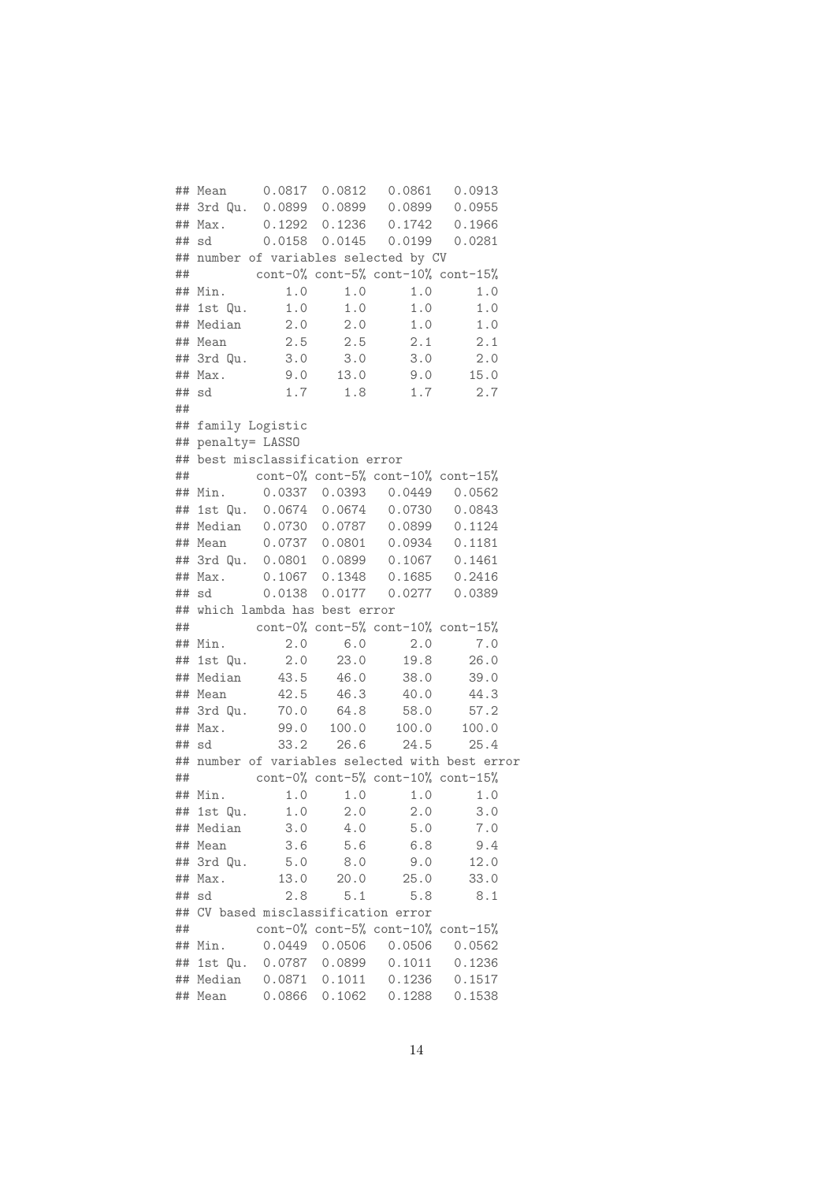```
## Mean     0.0817  0.0812   0.0861   0.0913
## 3rd Qu.  0.0899  0.0899   0.0899   0.0955
## Max.     0.1292  0.1236   0.1742   0.1966
## sd       0.0158  0.0145   0.0199   0.0281
## number of variables selected by CV
##         cont-0% cont-5% cont-10% cont-15%
## Min.        1.0     1.0      1.0      1.0
## 1st Qu.     1.0     1.0      1.0      1.0
## Median      2.0     2.0      1.0      1.0
## Mean        2.5     2.5      2.1      2.1
## 3rd Qu.     3.0     3.0      3.0      2.0
## Max.        9.0    13.0      9.0     15.0
## sd          1.7     1.8      1.7      2.7
##
## family Logistic
## penalty= LASSO
## best misclassification error
##         cont-0% cont-5% cont-10% cont-15%
## Min.     0.0337  0.0393   0.0449   0.0562
## 1st Qu.  0.0674  0.0674   0.0730   0.0843
## Median   0.0730  0.0787   0.0899   0.1124
## Mean     0.0737  0.0801   0.0934   0.1181
## 3rd Qu.  0.0801  0.0899   0.1067   0.1461
## Max.     0.1067  0.1348   0.1685   0.2416
## sd       0.0138  0.0177   0.0277   0.0389
## which lambda has best error
##         cont-0% cont-5% cont-10% cont-15%
## Min.        2.0     6.0      2.0      7.0
## 1st Qu.     2.0    23.0     19.8     26.0
## Median     43.5    46.0     38.0     39.0
## Mean       42.5    46.3     40.0     44.3
## 3rd Qu.    70.0    64.8     58.0     57.2
## Max.       99.0   100.0    100.0    100.0
## sd         33.2    26.6     24.5     25.4
## number of variables selected with best error
##         cont-0% cont-5% cont-10% cont-15%
## Min.        1.0     1.0      1.0      1.0
## 1st Qu.     1.0     2.0      2.0      3.0
## Median      3.0     4.0      5.0      7.0
## Mean        3.6     5.6      6.8      9.4
## 3rd Qu.     5.0     8.0      9.0     12.0
## Max.       13.0    20.0     25.0     33.0
## sd          2.8     5.1      5.8      8.1
## CV based misclassification error
##         cont-0% cont-5% cont-10% cont-15%
## Min.     0.0449  0.0506   0.0506   0.0562
## 1st Qu.  0.0787  0.0899   0.1011   0.1236
## Median   0.0871  0.1011   0.1236   0.1517
## Mean     0.0866  0.1062   0.1288   0.1538
```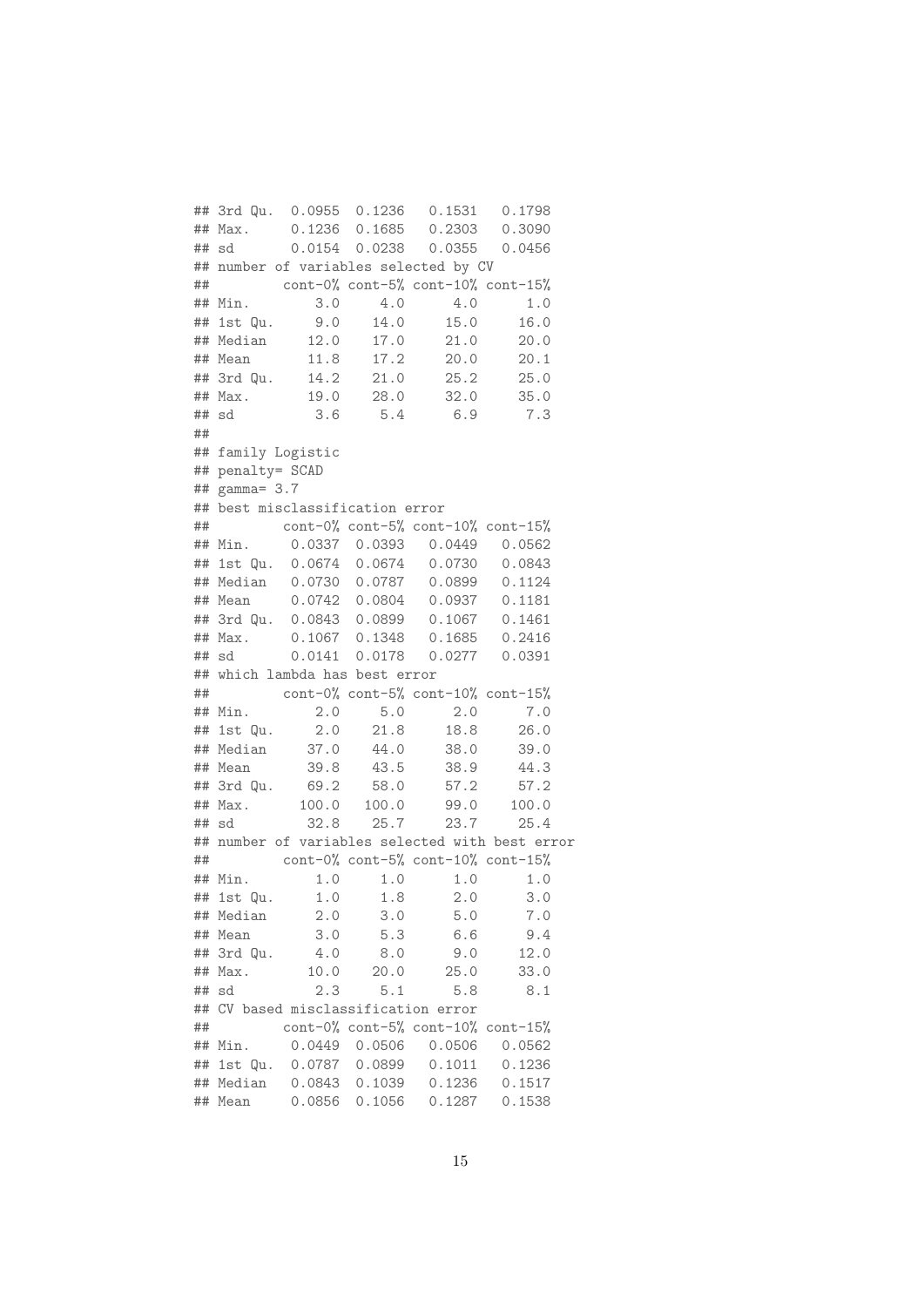```
## 3rd Qu.  0.0955  0.1236   0.1531   0.1798
## Max.     0.1236  0.1685   0.2303   0.3090
## sd       0.0154  0.0238   0.0355   0.0456
## number of variables selected by CV
##         cont-0% cont-5% cont-10% cont-15%
## Min.        3.0     4.0      4.0      1.0
## 1st Qu.     9.0    14.0     15.0     16.0
## Median     12.0    17.0     21.0     20.0
## Mean       11.8    17.2     20.0     20.1
## 3rd Qu.    14.2    21.0     25.2     25.0
## Max.       19.0    28.0     32.0     35.0
## sd          3.6     5.4      6.9      7.3
##
## family Logistic
## penalty= SCAD
## gamma= 3.7
## best misclassification error
##         cont-0% cont-5% cont-10% cont-15%
## Min.     0.0337  0.0393   0.0449   0.0562
## 1st Qu.  0.0674  0.0674   0.0730   0.0843
## Median   0.0730  0.0787   0.0899   0.1124
## Mean     0.0742  0.0804   0.0937   0.1181
## 3rd Qu.  0.0843  0.0899   0.1067   0.1461
## Max.     0.1067  0.1348   0.1685   0.2416
## sd       0.0141  0.0178   0.0277   0.0391
## which lambda has best error
##         cont-0% cont-5% cont-10% cont-15%
## Min.        2.0     5.0      2.0      7.0
## 1st Qu.     2.0    21.8     18.8     26.0
## Median     37.0    44.0     38.0     39.0
## Mean       39.8    43.5     38.9     44.3
## 3rd Qu.    69.2    58.0     57.2     57.2
## Max.      100.0   100.0     99.0    100.0
## sd         32.8    25.7     23.7     25.4
## number of variables selected with best error
##         cont-0% cont-5% cont-10% cont-15%
## Min.        1.0     1.0      1.0      1.0
## 1st Qu.     1.0     1.8      2.0      3.0
## Median      2.0     3.0      5.0      7.0
## Mean        3.0     5.3      6.6      9.4
## 3rd Qu.     4.0     8.0      9.0     12.0
## Max.       10.0    20.0     25.0     33.0
## sd          2.3     5.1      5.8      8.1
## CV based misclassification error
##         cont-0% cont-5% cont-10% cont-15%
## Min.     0.0449  0.0506   0.0506   0.0562
## 1st Qu.  0.0787  0.0899   0.1011   0.1236
## Median   0.0843  0.1039   0.1236   0.1517
## Mean     0.0856  0.1056   0.1287   0.1538
```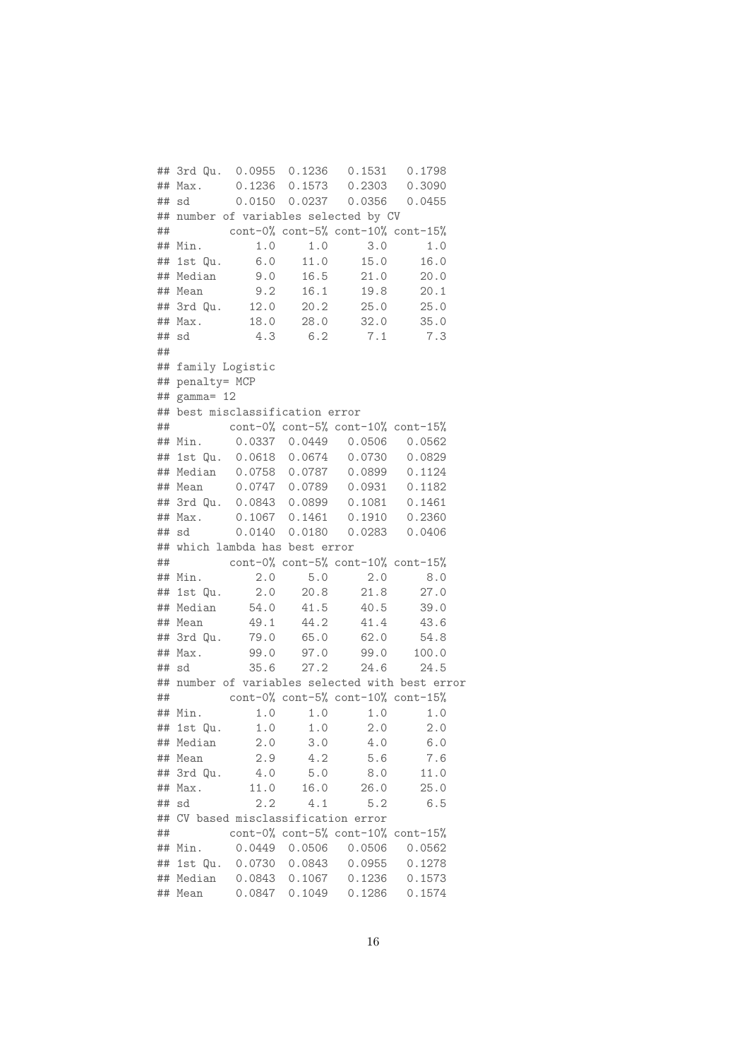```
## 3rd Qu.  0.0955  0.1236   0.1531   0.1798
## Max.     0.1236  0.1573   0.2303   0.3090
## sd       0.0150  0.0237   0.0356   0.0455
## number of variables selected by CV
##          cont-0% cont-5% cont-10% cont-15%
## Min.        1.0     1.0      3.0      1.0
## 1st Qu.     6.0    11.0     15.0     16.0
## Median      9.0    16.5     21.0     20.0
## Mean        9.2    16.1     19.8     20.1
## 3rd Qu.    12.0    20.2     25.0     25.0
## Max.       18.0    28.0     32.0     35.0
## sd          4.3     6.2      7.1      7.3
##
## family Logistic
## penalty= MCP
## gamma= 12
## best misclassification error
##          cont-0% cont-5% cont-10% cont-15%
## Min.     0.0337  0.0449   0.0506   0.0562
## 1st Qu.  0.0618  0.0674   0.0730   0.0829
## Median   0.0758  0.0787   0.0899   0.1124
## Mean     0.0747  0.0789   0.0931   0.1182
## 3rd Qu.  0.0843  0.0899   0.1081   0.1461
## Max.     0.1067  0.1461   0.1910   0.2360
## sd       0.0140  0.0180   0.0283   0.0406
## which lambda has best error
##          cont-0% cont-5% cont-10% cont-15%
## Min.        2.0     5.0      2.0      8.0
## 1st Qu.     2.0    20.8     21.8     27.0
## Median     54.0    41.5     40.5     39.0
## Mean       49.1    44.2     41.4     43.6
## 3rd Qu.    79.0    65.0     62.0     54.8
## Max.       99.0    97.0     99.0    100.0
## sd         35.6    27.2     24.6     24.5
## number of variables selected with best error
##          cont-0% cont-5% cont-10% cont-15%
## Min.        1.0     1.0      1.0      1.0
## 1st Qu.     1.0     1.0      2.0      2.0
## Median      2.0     3.0      4.0      6.0
## Mean        2.9     4.2      5.6      7.6
## 3rd Qu.     4.0     5.0      8.0     11.0
## Max.       11.0    16.0     26.0     25.0
## sd          2.2     4.1      5.2      6.5
## CV based misclassification error
##          cont-0% cont-5% cont-10% cont-15%
## Min.     0.0449  0.0506   0.0506   0.0562
## 1st Qu.  0.0730  0.0843   0.0955   0.1278
## Median   0.0843  0.1067   0.1236   0.1573
## Mean     0.0847  0.1049   0.1286   0.1574
```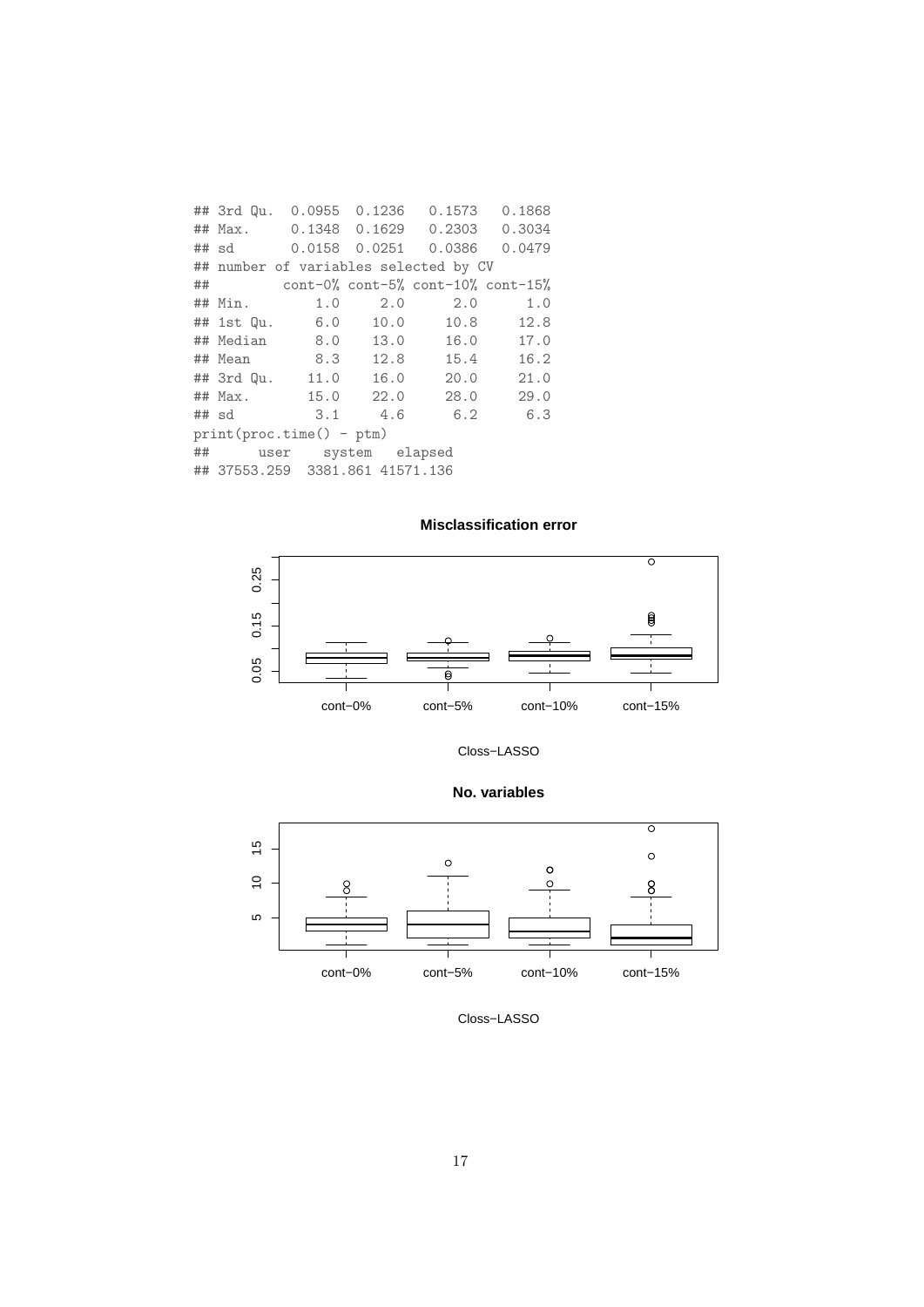```
## 3rd Qu.  0.0955  0.1236   0.1573   0.1868
## Max.     0.1348  0.1629   0.2303   0.3034
## sd       0.0158  0.0251   0.0386   0.0479
## number of variables selected by CV
##          cont-0% cont-5% cont-10% cont-15%
## Min.         1.0     2.0      2.0      1.0
## 1st Qu.      6.0    10.0     10.8     12.8
## Median       8.0    13.0     16.0     17.0
## Mean         8.3    12.8     15.4     16.2
## 3rd Qu.     11.0    16.0     20.0     21.0
## Max.        15.0    22.0     28.0     29.0
## sd           3.1     4.6      6.2      6.3
print(proc.time() - ptm)
##      user    system   elapsed
## 37553.259  3381.861 41571.136
```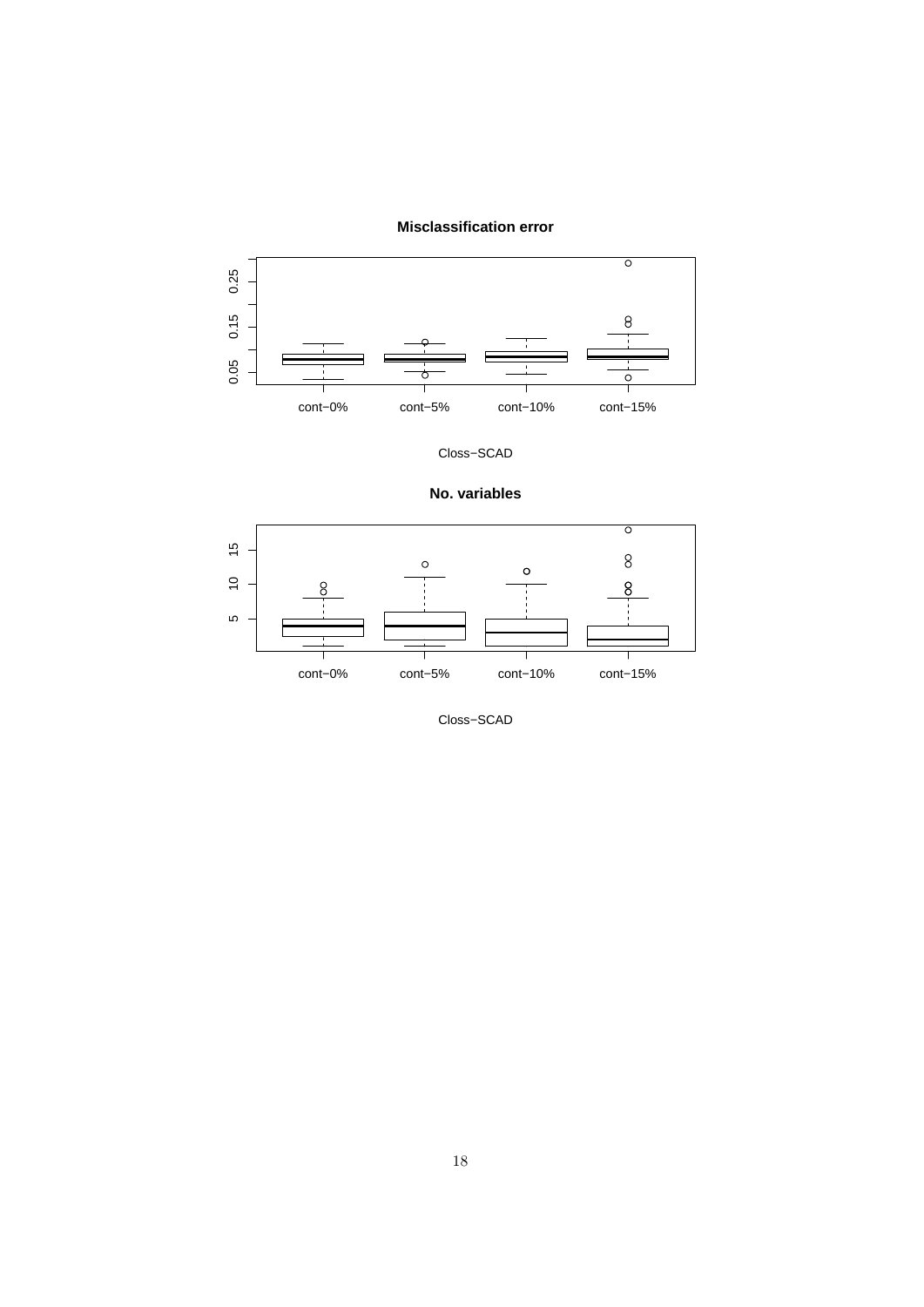**Misclassification error**

Close−SCAD

**No. variables**

Close−SCAD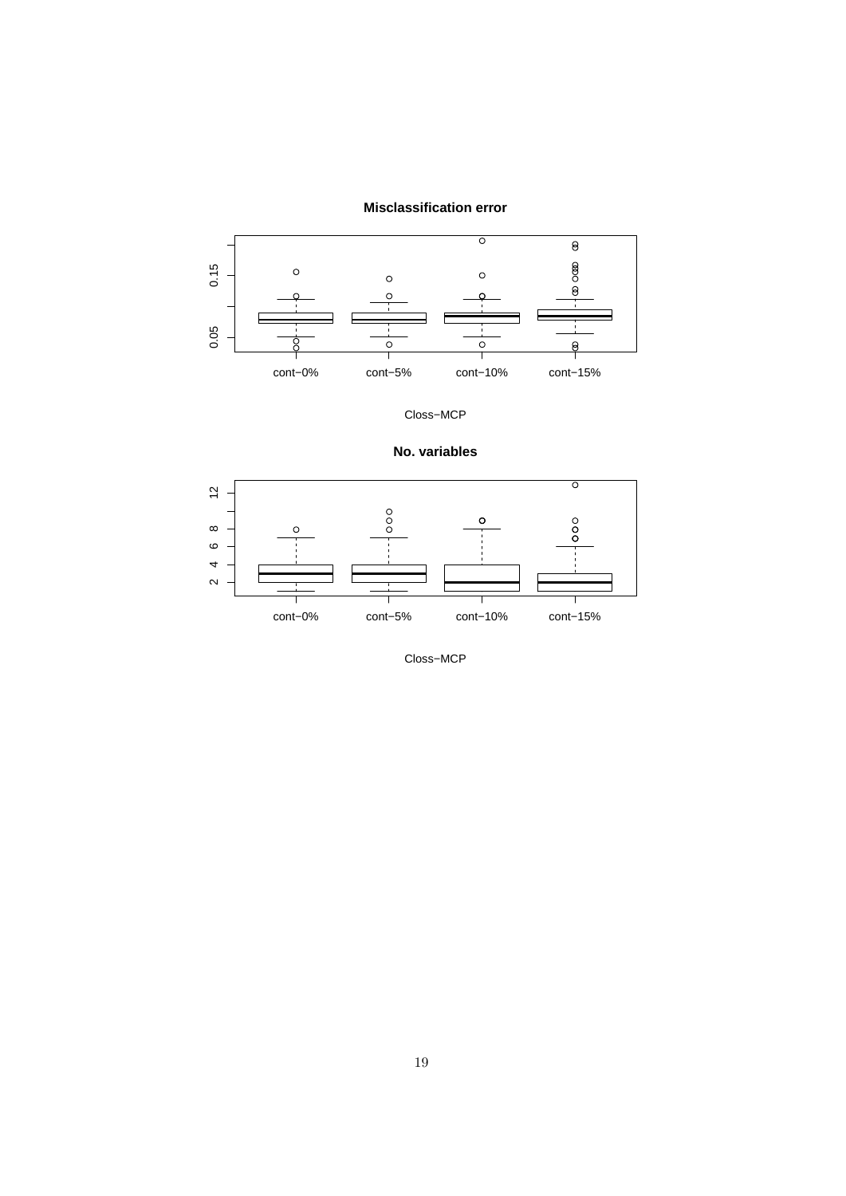**Misclassification error**

Closs−MCP

**No. variables**

Closs−MCP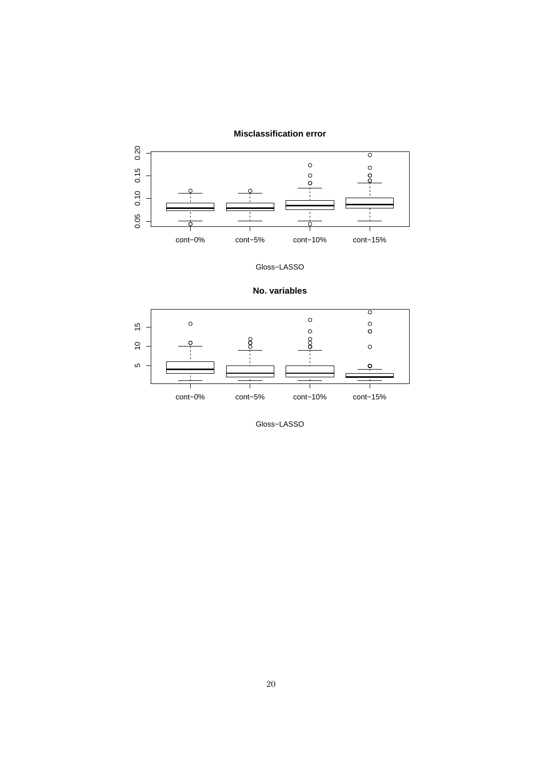**Misclassification error**

Gloss−LASSO

**No. variables**

Gloss−LASSO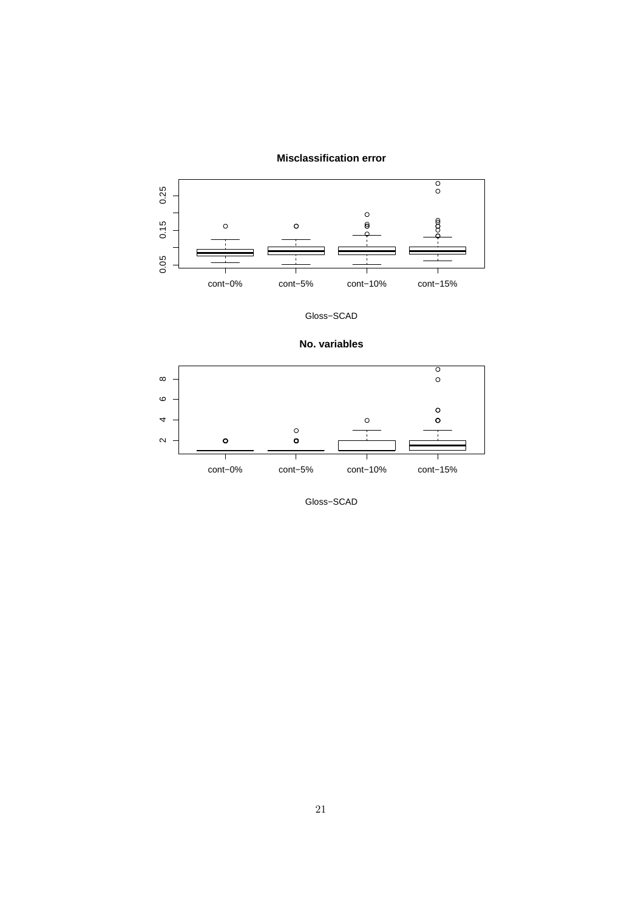**Misclassification error**

Gloss−SCAD

**No. variables**

Gloss−SCAD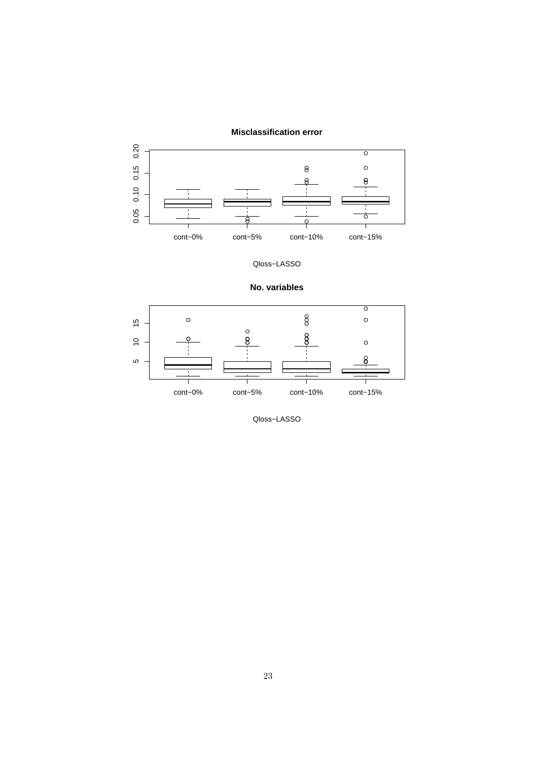**Misclassification error**

Qloss−LASSO

**No. variables**

Qloss−LASSO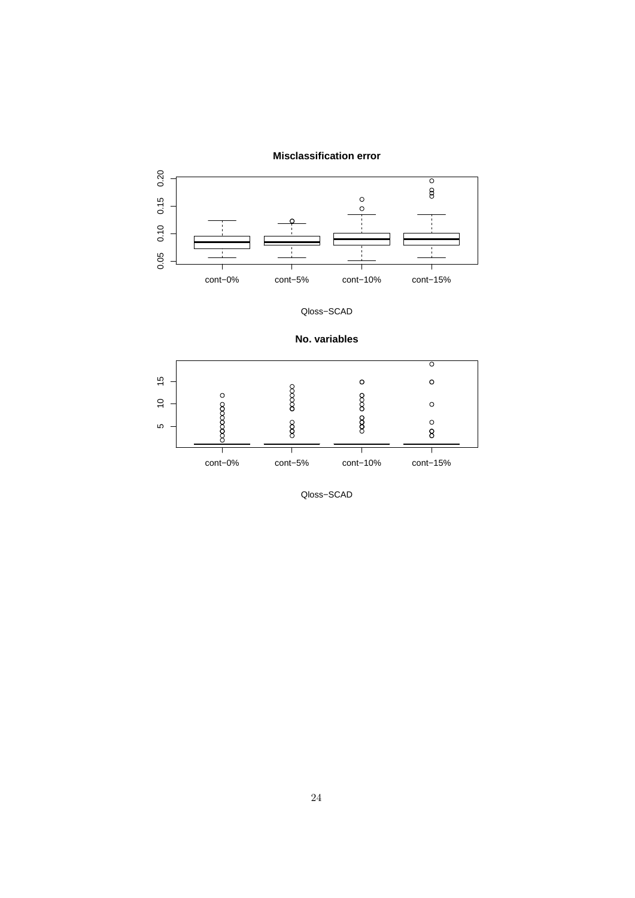**Misclassification error**

Qloss−SCAD

**No. variables**

Qloss−SCAD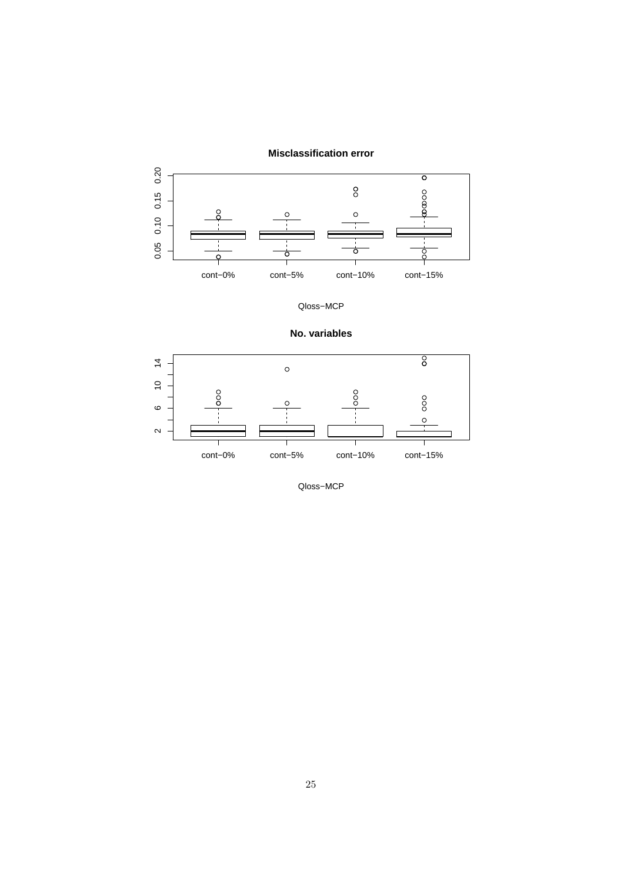**Misclassification error**

Qloss−MCP

**No. variables**

Qloss−MCP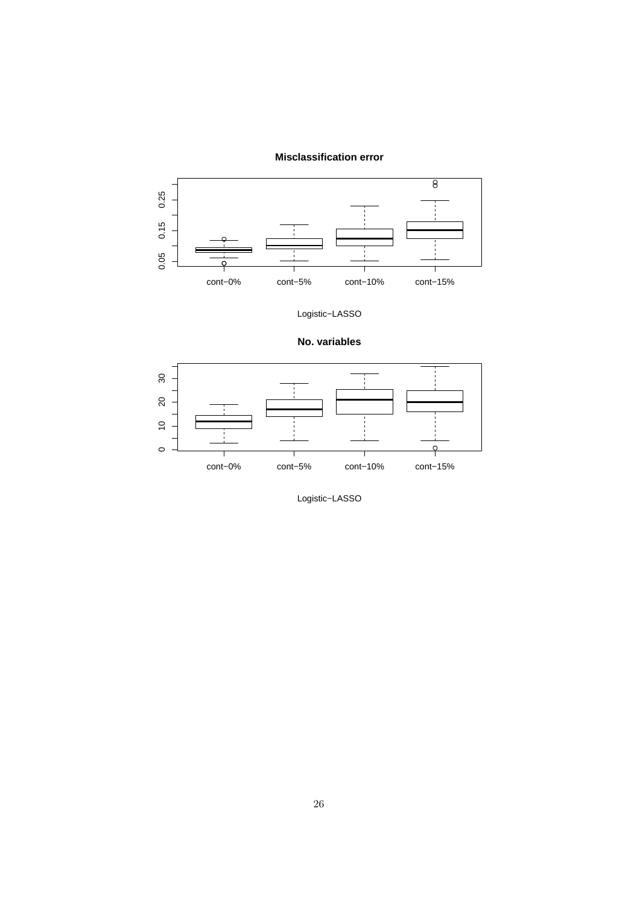**Misclassification error**

Logistic−LASSO

**No. variables**

Logistic−LASSO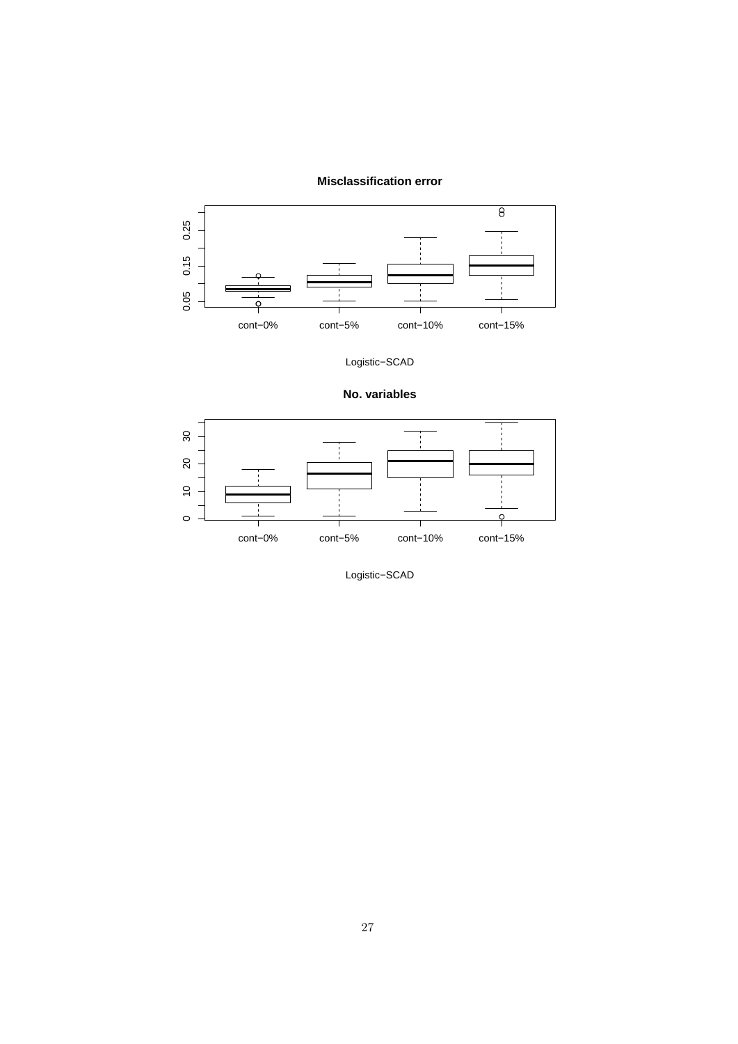**Misclassification error**

Logistic−SCAD

**No. variables**

Logistic−SCAD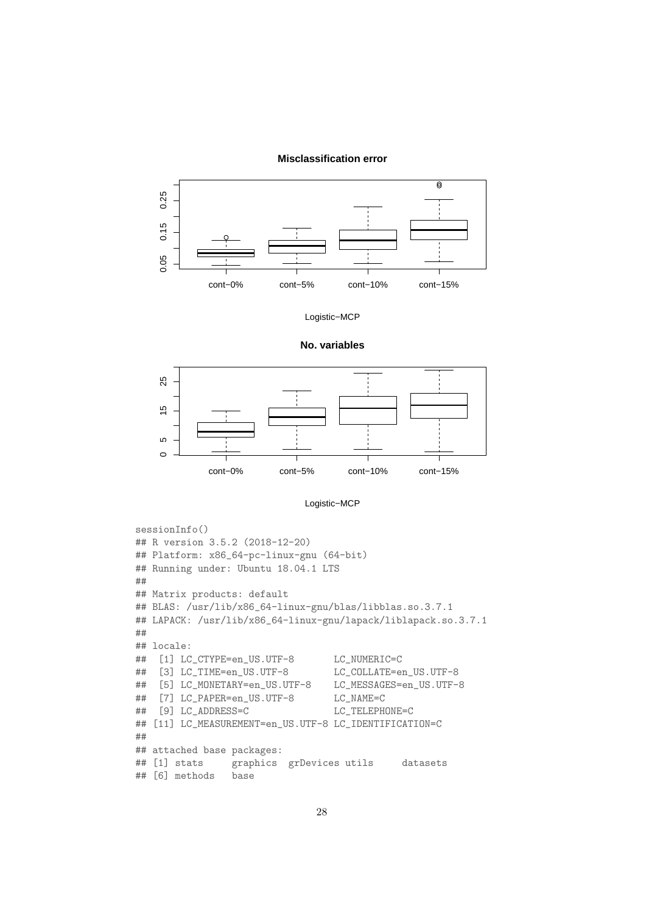```
sessionInfo()
## R version 3.5.2 (2018-12-20)
## Platform: x86_64-pc-linux-gnu (64-bit)
## Running under: Ubuntu 18.04.1 LTS
##
## Matrix products: default
## BLAS: /usr/lib/x86_64-linux-gnu/blas/libblas.so.3.7.1
## LAPACK: /usr/lib/x86_64-linux-gnu/lapack/liblapack.so.3.7.1
##
## locale:
##  [1] LC_CTYPE=en_US.UTF-8       LC_NUMERIC=C
##  [3] LC_TIME=en_US.UTF-8        LC_COLLATE=en_US.UTF-8
##  [5] LC_MONETARY=en_US.UTF-8    LC_MESSAGES=en_US.UTF-8
##  [7] LC_PAPER=en_US.UTF-8       LC_NAME=C
##  [9] LC_ADDRESS=C               LC_TELEPHONE=C
## [11] LC_MEASUREMENT=en_US.UTF-8 LC_IDENTIFICATION=C
##
## attached base packages:
## [1] stats     graphics  grDevices utils     datasets
## [6] methods   base
```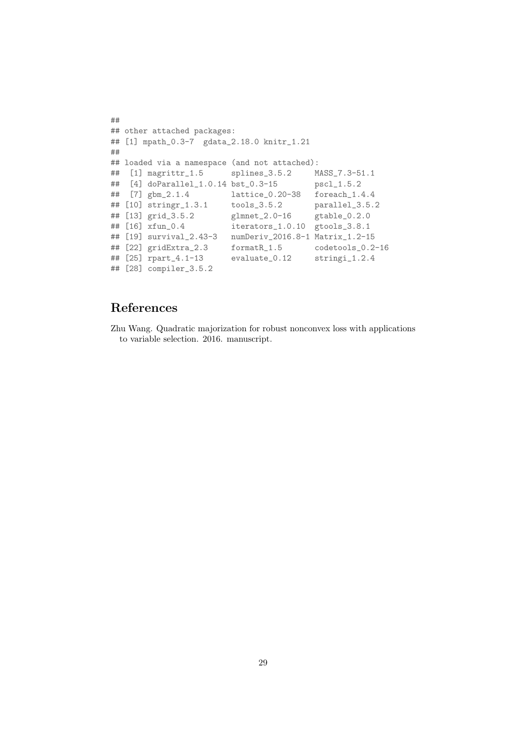```
##
## other attached packages:
## [1] mpath_0.3-7  gdata_2.18.0 knitr_1.21
##
## loaded via a namespace (and not attached):
##  [1] magrittr_1.5      splines_3.5.2     MASS_7.3-51.1
##  [4] doParallel_1.0.14 bst_0.3-15        pscl_1.5.2
##  [7] gbm_2.1.4         lattice_0.20-38   foreach_1.4.4
## [10] stringr_1.3.1     tools_3.5.2       parallel_3.5.2
## [13] grid_3.5.2        glmnet_2.0-16     gtable_0.2.0
## [16] xfun_0.4          iterators_1.0.10  gtools_3.8.1
## [19] survival_2.43-3   numDeriv_2016.8-1 Matrix_1.2-15
## [22] gridExtra_2.3     formatR_1.5       codetools_0.2-16
## [25] rpart_4.1-13      evaluate_0.12     stringi_1.2.4
## [28] compiler_3.5.2
```

# References

Zhu Wang. Quadratic majorization for robust nonconvex loss with applications to variable selection. 2016. manuscript.